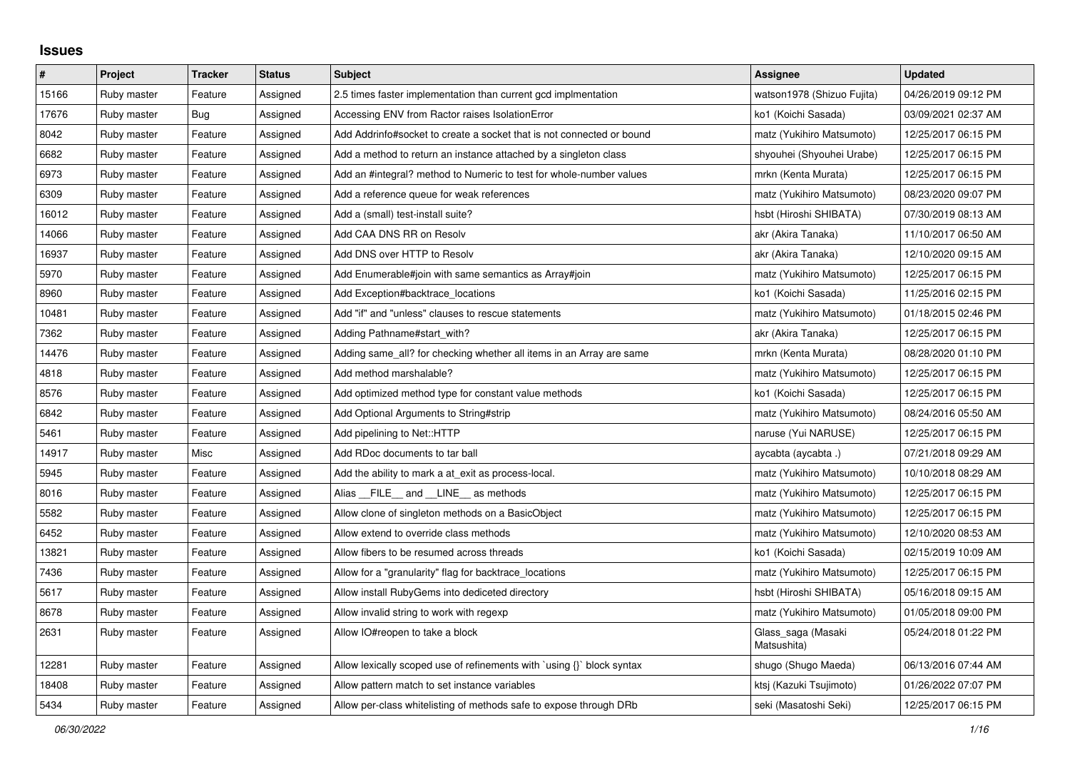## Issues

| # | Project | Tracker | Status | Subject | Assignee | Updated |
|---|---|---|---|---|---|---|
| 15166 | Ruby master | Feature | Assigned | 2.5 times faster implementation than current gcd implmentation | watson1978 (Shizuo Fujita) | 04/26/2019 09:12 PM |
| 17676 | Ruby master | Bug | Assigned | Accessing ENV from Ractor raises IsolationError | ko1 (Koichi Sasada) | 03/09/2021 02:37 AM |
| 8042 | Ruby master | Feature | Assigned | Add Addrinfo#socket to create a socket that is not connected or bound | matz (Yukihiro Matsumoto) | 12/25/2017 06:15 PM |
| 6682 | Ruby master | Feature | Assigned | Add a method to return an instance attached by a singleton class | shyouhei (Shyouhei Urabe) | 12/25/2017 06:15 PM |
| 6973 | Ruby master | Feature | Assigned | Add an #integral? method to Numeric to test for whole-number values | mrkn (Kenta Murata) | 12/25/2017 06:15 PM |
| 6309 | Ruby master | Feature | Assigned | Add a reference queue for weak references | matz (Yukihiro Matsumoto) | 08/23/2020 09:07 PM |
| 16012 | Ruby master | Feature | Assigned | Add a (small) test-install suite? | hsbt (Hiroshi SHIBATA) | 07/30/2019 08:13 AM |
| 14066 | Ruby master | Feature | Assigned | Add CAA DNS RR on Resolv | akr (Akira Tanaka) | 11/10/2017 06:50 AM |
| 16937 | Ruby master | Feature | Assigned | Add DNS over HTTP to Resolv | akr (Akira Tanaka) | 12/10/2020 09:15 AM |
| 5970 | Ruby master | Feature | Assigned | Add Enumerable#join with same semantics as Array#join | matz (Yukihiro Matsumoto) | 12/25/2017 06:15 PM |
| 8960 | Ruby master | Feature | Assigned | Add Exception#backtrace_locations | ko1 (Koichi Sasada) | 11/25/2016 02:15 PM |
| 10481 | Ruby master | Feature | Assigned | Add "if" and "unless" clauses to rescue statements | matz (Yukihiro Matsumoto) | 01/18/2015 02:46 PM |
| 7362 | Ruby master | Feature | Assigned | Adding Pathname#start_with? | akr (Akira Tanaka) | 12/25/2017 06:15 PM |
| 14476 | Ruby master | Feature | Assigned | Adding same_all? for checking whether all items in an Array are same | mrkn (Kenta Murata) | 08/28/2020 01:10 PM |
| 4818 | Ruby master | Feature | Assigned | Add method marshalable? | matz (Yukihiro Matsumoto) | 12/25/2017 06:15 PM |
| 8576 | Ruby master | Feature | Assigned | Add optimized method type for constant value methods | ko1 (Koichi Sasada) | 12/25/2017 06:15 PM |
| 6842 | Ruby master | Feature | Assigned | Add Optional Arguments to String#strip | matz (Yukihiro Matsumoto) | 08/24/2016 05:50 AM |
| 5461 | Ruby master | Feature | Assigned | Add pipelining to Net::HTTP | naruse (Yui NARUSE) | 12/25/2017 06:15 PM |
| 14917 | Ruby master | Misc | Assigned | Add RDoc documents to tar ball | aycabta (aycabta .) | 07/21/2018 09:29 AM |
| 5945 | Ruby master | Feature | Assigned | Add the ability to mark a at_exit as process-local. | matz (Yukihiro Matsumoto) | 10/10/2018 08:29 AM |
| 8016 | Ruby master | Feature | Assigned | Alias __FILE__ and __LINE__ as methods | matz (Yukihiro Matsumoto) | 12/25/2017 06:15 PM |
| 5582 | Ruby master | Feature | Assigned | Allow clone of singleton methods on a BasicObject | matz (Yukihiro Matsumoto) | 12/25/2017 06:15 PM |
| 6452 | Ruby master | Feature | Assigned | Allow extend to override class methods | matz (Yukihiro Matsumoto) | 12/10/2020 08:53 AM |
| 13821 | Ruby master | Feature | Assigned | Allow fibers to be resumed across threads | ko1 (Koichi Sasada) | 02/15/2019 10:09 AM |
| 7436 | Ruby master | Feature | Assigned | Allow for a "granularity" flag for backtrace_locations | matz (Yukihiro Matsumoto) | 12/25/2017 06:15 PM |
| 5617 | Ruby master | Feature | Assigned | Allow install RubyGems into dediceted directory | hsbt (Hiroshi SHIBATA) | 05/16/2018 09:15 AM |
| 8678 | Ruby master | Feature | Assigned | Allow invalid string to work with regexp | matz (Yukihiro Matsumoto) | 01/05/2018 09:00 PM |
| 2631 | Ruby master | Feature | Assigned | Allow IO#reopen to take a block | Glass_saga (Masaki Matsushita) | 05/24/2018 01:22 PM |
| 12281 | Ruby master | Feature | Assigned | Allow lexically scoped use of refinements with `using {}` block syntax | shugo (Shugo Maeda) | 06/13/2016 07:44 AM |
| 18408 | Ruby master | Feature | Assigned | Allow pattern match to set instance variables | ktsj (Kazuki Tsujimoto) | 01/26/2022 07:07 PM |
| 5434 | Ruby master | Feature | Assigned | Allow per-class whitelisting of methods safe to expose through DRb | seki (Masatoshi Seki) | 12/25/2017 06:15 PM |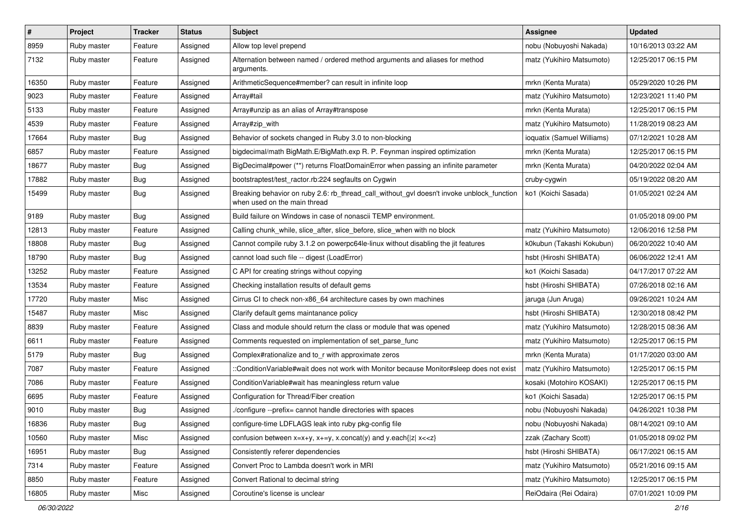| # | Project | Tracker | Status | Subject | Assignee | Updated |
|---|---|---|---|---|---|---|
| 8959 | Ruby master | Feature | Assigned | Allow top level prepend | nobu (Nobuyoshi Nakada) | 10/16/2013 03:22 AM |
| 7132 | Ruby master | Feature | Assigned | Alternation between named / ordered method arguments and aliases for method arguments. | matz (Yukihiro Matsumoto) | 12/25/2017 06:15 PM |
| 16350 | Ruby master | Feature | Assigned | ArithmeticSequence#member? can result in infinite loop | mrkn (Kenta Murata) | 05/29/2020 10:26 PM |
| 9023 | Ruby master | Feature | Assigned | Array#tail | matz (Yukihiro Matsumoto) | 12/23/2021 11:40 PM |
| 5133 | Ruby master | Feature | Assigned | Array#unzip as an alias of Array#transpose | mrkn (Kenta Murata) | 12/25/2017 06:15 PM |
| 4539 | Ruby master | Feature | Assigned | Array#zip_with | matz (Yukihiro Matsumoto) | 11/28/2019 08:23 AM |
| 17664 | Ruby master | Bug | Assigned | Behavior of sockets changed in Ruby 3.0 to non-blocking | ioquatix (Samuel Williams) | 07/12/2021 10:28 AM |
| 6857 | Ruby master | Feature | Assigned | bigdecimal/math BigMath.E/BigMath.exp R. P. Feynman inspired optimization | mrkn (Kenta Murata) | 12/25/2017 06:15 PM |
| 18677 | Ruby master | Bug | Assigned | BigDecimal#power (**) returns FloatDomainError when passing an infinite parameter | mrkn (Kenta Murata) | 04/20/2022 02:04 AM |
| 17882 | Ruby master | Bug | Assigned | bootstraptest/test_ractor.rb:224 segfaults on Cygwin | cruby-cygwin | 05/19/2022 08:20 AM |
| 15499 | Ruby master | Bug | Assigned | Breaking behavior on ruby 2.6: rb_thread_call_without_gvl doesn't invoke unblock_function when used on the main thread | ko1 (Koichi Sasada) | 01/05/2021 02:24 AM |
| 9189 | Ruby master | Bug | Assigned | Build failure on Windows in case of nonascii TEMP environment. | | 01/05/2018 09:00 PM |
| 12813 | Ruby master | Feature | Assigned | Calling chunk_while, slice_after, slice_before, slice_when with no block | matz (Yukihiro Matsumoto) | 12/06/2016 12:58 PM |
| 18808 | Ruby master | Bug | Assigned | Cannot compile ruby 3.1.2 on powerpc64le-linux without disabling the jit features | k0kubun (Takashi Kokubun) | 06/20/2022 10:40 AM |
| 18790 | Ruby master | Bug | Assigned | cannot load such file -- digest (LoadError) | hsbt (Hiroshi SHIBATA) | 06/06/2022 12:41 AM |
| 13252 | Ruby master | Feature | Assigned | C API for creating strings without copying | ko1 (Koichi Sasada) | 04/17/2017 07:22 AM |
| 13534 | Ruby master | Feature | Assigned | Checking installation results of default gems | hsbt (Hiroshi SHIBATA) | 07/26/2018 02:16 AM |
| 17720 | Ruby master | Misc | Assigned | Cirrus CI to check non-x86_64 architecture cases by own machines | jaruga (Jun Aruga) | 09/26/2021 10:24 AM |
| 15487 | Ruby master | Misc | Assigned | Clarify default gems maintanance policy | hsbt (Hiroshi SHIBATA) | 12/30/2018 08:42 PM |
| 8839 | Ruby master | Feature | Assigned | Class and module should return the class or module that was opened | matz (Yukihiro Matsumoto) | 12/28/2015 08:36 AM |
| 6611 | Ruby master | Feature | Assigned | Comments requested on implementation of set_parse_func | matz (Yukihiro Matsumoto) | 12/25/2017 06:15 PM |
| 5179 | Ruby master | Bug | Assigned | Complex#rationalize and to_r with approximate zeros | mrkn (Kenta Murata) | 01/17/2020 03:00 AM |
| 7087 | Ruby master | Feature | Assigned | ::ConditionVariable#wait does not work with Monitor because Monitor#sleep does not exist | matz (Yukihiro Matsumoto) | 12/25/2017 06:15 PM |
| 7086 | Ruby master | Feature | Assigned | ConditionVariable#wait has meaningless return value | kosaki (Motohiro KOSAKI) | 12/25/2017 06:15 PM |
| 6695 | Ruby master | Feature | Assigned | Configuration for Thread/Fiber creation | ko1 (Koichi Sasada) | 12/25/2017 06:15 PM |
| 9010 | Ruby master | Bug | Assigned | ./configure --prefix= cannot handle directories with spaces | nobu (Nobuyoshi Nakada) | 04/26/2021 10:38 PM |
| 16836 | Ruby master | Bug | Assigned | configure-time LDFLAGS leak into ruby pkg-config file | nobu (Nobuyoshi Nakada) | 08/14/2021 09:10 AM |
| 10560 | Ruby master | Misc | Assigned | confusion between x=x+y, x+=y, x.concat(y) and y.each{\|z\| x<<z} | zzak (Zachary Scott) | 01/05/2018 09:02 PM |
| 16951 | Ruby master | Bug | Assigned | Consistently referer dependencies | hsbt (Hiroshi SHIBATA) | 06/17/2021 06:15 AM |
| 7314 | Ruby master | Feature | Assigned | Convert Proc to Lambda doesn't work in MRI | matz (Yukihiro Matsumoto) | 05/21/2016 09:15 AM |
| 8850 | Ruby master | Feature | Assigned | Convert Rational to decimal string | matz (Yukihiro Matsumoto) | 12/25/2017 06:15 PM |
| 16805 | Ruby master | Misc | Assigned | Coroutine's license is unclear | ReiOdaira (Rei Odaira) | 07/01/2021 10:09 PM |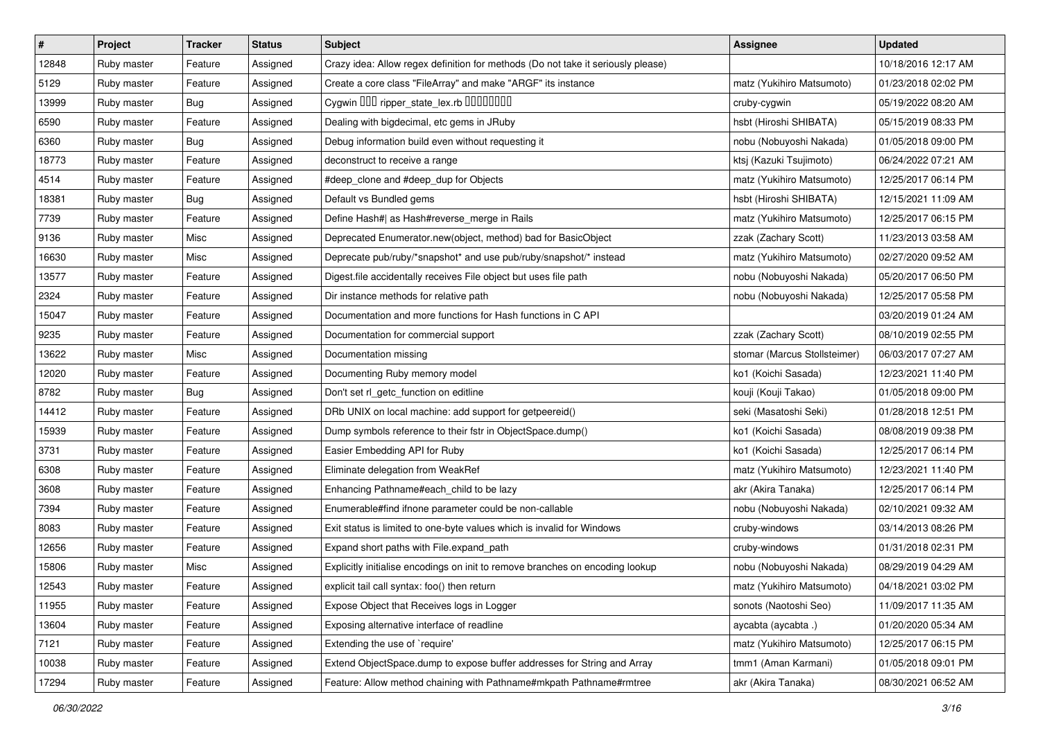| # | Project | Tracker | Status | Subject | Assignee | Updated |
|---|---|---|---|---|---|---|
| 12848 | Ruby master | Feature | Assigned | Crazy idea: Allow regex definition for methods (Do not take it seriously please) | | 10/18/2016 12:17 AM |
| 5129 | Ruby master | Feature | Assigned | Create a core class "FileArray" and make "ARGF" its instance | matz (Yukihiro Matsumoto) | 01/23/2018 02:02 PM |
| 13999 | Ruby master | Bug | Assigned | Cygwin ��� ripper_state_lex.rb �������� | cruby-cygwin | 05/19/2022 08:20 AM |
| 6590 | Ruby master | Feature | Assigned | Dealing with bigdecimal, etc gems in JRuby | hsbt (Hiroshi SHIBATA) | 05/15/2019 08:33 PM |
| 6360 | Ruby master | Bug | Assigned | Debug information build even without requesting it | nobu (Nobuyoshi Nakada) | 01/05/2018 09:00 PM |
| 18773 | Ruby master | Feature | Assigned | deconstruct to receive a range | ktsj (Kazuki Tsujimoto) | 06/24/2022 07:21 AM |
| 4514 | Ruby master | Feature | Assigned | #deep_clone and #deep_dup for Objects | matz (Yukihiro Matsumoto) | 12/25/2017 06:14 PM |
| 18381 | Ruby master | Bug | Assigned | Default vs Bundled gems | hsbt (Hiroshi SHIBATA) | 12/15/2021 11:09 AM |
| 7739 | Ruby master | Feature | Assigned | Define Hash#\| as Hash#reverse_merge in Rails | matz (Yukihiro Matsumoto) | 12/25/2017 06:15 PM |
| 9136 | Ruby master | Misc | Assigned | Deprecated Enumerator.new(object, method) bad for BasicObject | zzak (Zachary Scott) | 11/23/2013 03:58 AM |
| 16630 | Ruby master | Misc | Assigned | Deprecate pub/ruby/*snapshot* and use pub/ruby/snapshot/* instead | matz (Yukihiro Matsumoto) | 02/27/2020 09:52 AM |
| 13577 | Ruby master | Feature | Assigned | Digest.file accidentally receives File object but uses file path | nobu (Nobuyoshi Nakada) | 05/20/2017 06:50 PM |
| 2324 | Ruby master | Feature | Assigned | Dir instance methods for relative path | nobu (Nobuyoshi Nakada) | 12/25/2017 05:58 PM |
| 15047 | Ruby master | Feature | Assigned | Documentation and more functions for Hash functions in C API | | 03/20/2019 01:24 AM |
| 9235 | Ruby master | Feature | Assigned | Documentation for commercial support | zzak (Zachary Scott) | 08/10/2019 02:55 PM |
| 13622 | Ruby master | Misc | Assigned | Documentation missing | stomar (Marcus Stollsteimer) | 06/03/2017 07:27 AM |
| 12020 | Ruby master | Feature | Assigned | Documenting Ruby memory model | ko1 (Koichi Sasada) | 12/23/2021 11:40 PM |
| 8782 | Ruby master | Bug | Assigned | Don't set rl_getc_function on editline | kouji (Kouji Takao) | 01/05/2018 09:00 PM |
| 14412 | Ruby master | Feature | Assigned | DRb UNIX on local machine: add support for getpeereid() | seki (Masatoshi Seki) | 01/28/2018 12:51 PM |
| 15939 | Ruby master | Feature | Assigned | Dump symbols reference to their fstr in ObjectSpace.dump() | ko1 (Koichi Sasada) | 08/08/2019 09:38 PM |
| 3731 | Ruby master | Feature | Assigned | Easier Embedding API for Ruby | ko1 (Koichi Sasada) | 12/25/2017 06:14 PM |
| 6308 | Ruby master | Feature | Assigned | Eliminate delegation from WeakRef | matz (Yukihiro Matsumoto) | 12/23/2021 11:40 PM |
| 3608 | Ruby master | Feature | Assigned | Enhancing Pathname#each_child to be lazy | akr (Akira Tanaka) | 12/25/2017 06:14 PM |
| 7394 | Ruby master | Feature | Assigned | Enumerable#find ifnone parameter could be non-callable | nobu (Nobuyoshi Nakada) | 02/10/2021 09:32 AM |
| 8083 | Ruby master | Feature | Assigned | Exit status is limited to one-byte values which is invalid for Windows | cruby-windows | 03/14/2013 08:26 PM |
| 12656 | Ruby master | Feature | Assigned | Expand short paths with File.expand_path | cruby-windows | 01/31/2018 02:31 PM |
| 15806 | Ruby master | Misc | Assigned | Explicitly initialise encodings on init to remove branches on encoding lookup | nobu (Nobuyoshi Nakada) | 08/29/2019 04:29 AM |
| 12543 | Ruby master | Feature | Assigned | explicit tail call syntax: foo() then return | matz (Yukihiro Matsumoto) | 04/18/2021 03:02 PM |
| 11955 | Ruby master | Feature | Assigned | Expose Object that Receives logs in Logger | sonots (Naotoshi Seo) | 11/09/2017 11:35 AM |
| 13604 | Ruby master | Feature | Assigned | Exposing alternative interface of readline | aycabta (aycabta .) | 01/20/2020 05:34 AM |
| 7121 | Ruby master | Feature | Assigned | Extending the use of `require' | matz (Yukihiro Matsumoto) | 12/25/2017 06:15 PM |
| 10038 | Ruby master | Feature | Assigned | Extend ObjectSpace.dump to expose buffer addresses for String and Array | tmm1 (Aman Karmani) | 01/05/2018 09:01 PM |
| 17294 | Ruby master | Feature | Assigned | Feature: Allow method chaining with Pathname#mkpath Pathname#rmtree | akr (Akira Tanaka) | 08/30/2021 06:52 AM |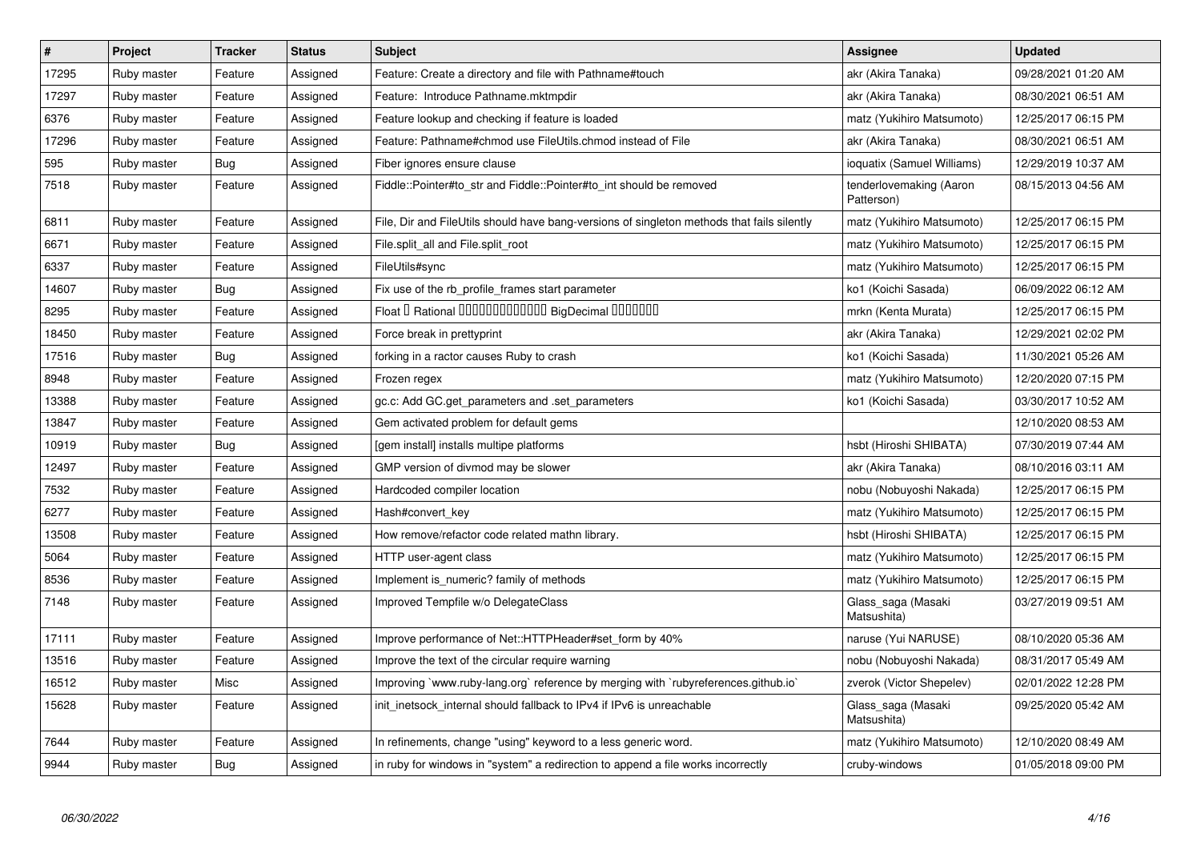| # | Project | Tracker | Status | Subject | Assignee | Updated |
|---|---|---|---|---|---|---|
| 17295 | Ruby master | Feature | Assigned | Feature: Create a directory and file with Pathname#touch | akr (Akira Tanaka) | 09/28/2021 01:20 AM |
| 17297 | Ruby master | Feature | Assigned | Feature:  Introduce Pathname.mktmpdir | akr (Akira Tanaka) | 08/30/2021 06:51 AM |
| 6376 | Ruby master | Feature | Assigned | Feature lookup and checking if feature is loaded | matz (Yukihiro Matsumoto) | 12/25/2017 06:15 PM |
| 17296 | Ruby master | Feature | Assigned | Feature: Pathname#chmod use FileUtils.chmod instead of File | akr (Akira Tanaka) | 08/30/2021 06:51 AM |
| 595 | Ruby master | Bug | Assigned | Fiber ignores ensure clause | ioquatix (Samuel Williams) | 12/29/2019 10:37 AM |
| 7518 | Ruby master | Feature | Assigned | Fiddle::Pointer#to_str and Fiddle::Pointer#to_int should be removed | tenderlovemaking (Aaron Patterson) | 08/15/2013 04:56 AM |
| 6811 | Ruby master | Feature | Assigned | File, Dir and FileUtils should have bang-versions of singleton methods that fails silently | matz (Yukihiro Matsumoto) | 12/25/2017 06:15 PM |
| 6671 | Ruby master | Feature | Assigned | File.split_all and File.split_root | matz (Yukihiro Matsumoto) | 12/25/2017 06:15 PM |
| 6337 | Ruby master | Feature | Assigned | FileUtils#sync | matz (Yukihiro Matsumoto) | 12/25/2017 06:15 PM |
| 14607 | Ruby master | Bug | Assigned | Fix use of the rb_profile_frames start parameter | ko1 (Koichi Sasada) | 06/09/2022 06:12 AM |
| 8295 | Ruby master | Feature | Assigned | Float  Rational  BigDecimal  | mrkn (Kenta Murata) | 12/25/2017 06:15 PM |
| 18450 | Ruby master | Feature | Assigned | Force break in prettyprint | akr (Akira Tanaka) | 12/29/2021 02:02 PM |
| 17516 | Ruby master | Bug | Assigned | forking in a ractor causes Ruby to crash | ko1 (Koichi Sasada) | 11/30/2021 05:26 AM |
| 8948 | Ruby master | Feature | Assigned | Frozen regex | matz (Yukihiro Matsumoto) | 12/20/2020 07:15 PM |
| 13388 | Ruby master | Feature | Assigned | gc.c: Add GC.get_parameters and .set_parameters | ko1 (Koichi Sasada) | 03/30/2017 10:52 AM |
| 13847 | Ruby master | Feature | Assigned | Gem activated problem for default gems | | 12/10/2020 08:53 AM |
| 10919 | Ruby master | Bug | Assigned | [gem install] installs multipe platforms | hsbt (Hiroshi SHIBATA) | 07/30/2019 07:44 AM |
| 12497 | Ruby master | Feature | Assigned | GMP version of divmod may be slower | akr (Akira Tanaka) | 08/10/2016 03:11 AM |
| 7532 | Ruby master | Feature | Assigned | Hardcoded compiler location | nobu (Nobuyoshi Nakada) | 12/25/2017 06:15 PM |
| 6277 | Ruby master | Feature | Assigned | Hash#convert_key | matz (Yukihiro Matsumoto) | 12/25/2017 06:15 PM |
| 13508 | Ruby master | Feature | Assigned | How remove/refactor code related mathn library. | hsbt (Hiroshi SHIBATA) | 12/25/2017 06:15 PM |
| 5064 | Ruby master | Feature | Assigned | HTTP user-agent class | matz (Yukihiro Matsumoto) | 12/25/2017 06:15 PM |
| 8536 | Ruby master | Feature | Assigned | Implement is_numeric? family of methods | matz (Yukihiro Matsumoto) | 12/25/2017 06:15 PM |
| 7148 | Ruby master | Feature | Assigned | Improved Tempfile w/o DelegateClass | Glass_saga (Masaki Matsushita) | 03/27/2019 09:51 AM |
| 17111 | Ruby master | Feature | Assigned | Improve performance of Net::HTTPHeader#set_form by 40% | naruse (Yui NARUSE) | 08/10/2020 05:36 AM |
| 13516 | Ruby master | Feature | Assigned | Improve the text of the circular require warning | nobu (Nobuyoshi Nakada) | 08/31/2017 05:49 AM |
| 16512 | Ruby master | Misc | Assigned | Improving `www.ruby-lang.org` reference by merging with `rubyreferences.github.io` | zverok (Victor Shepelev) | 02/01/2022 12:28 PM |
| 15628 | Ruby master | Feature | Assigned | init_inetsock_internal should fallback to IPv4 if IPv6 is unreachable | Glass_saga (Masaki Matsushita) | 09/25/2020 05:42 AM |
| 7644 | Ruby master | Feature | Assigned | In refinements, change "using" keyword to a less generic word. | matz (Yukihiro Matsumoto) | 12/10/2020 08:49 AM |
| 9944 | Ruby master | Bug | Assigned | in ruby for windows in "system" a redirection to append a file works incorrectly | cruby-windows | 01/05/2018 09:00 PM |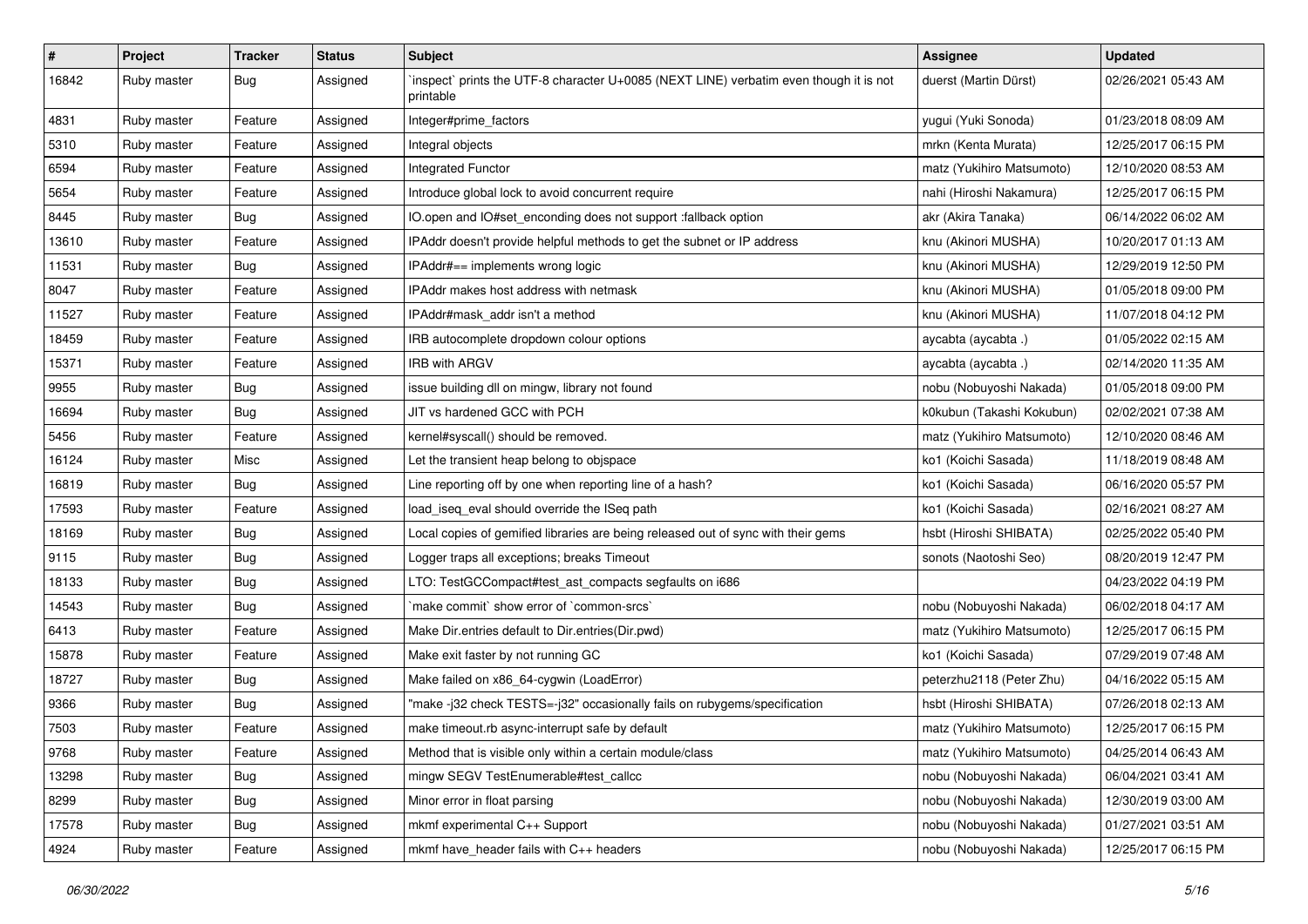| # | Project | Tracker | Status | Subject | Assignee | Updated |
|---|---|---|---|---|---|---|
| 16842 | Ruby master | Bug | Assigned | `inspect` prints the UTF-8 character U+0085 (NEXT LINE) verbatim even though it is not printable | duerst (Martin Dürst) | 02/26/2021 05:43 AM |
| 4831 | Ruby master | Feature | Assigned | Integer#prime_factors | yugui (Yuki Sonoda) | 01/23/2018 08:09 AM |
| 5310 | Ruby master | Feature | Assigned | Integral objects | mrkn (Kenta Murata) | 12/25/2017 06:15 PM |
| 6594 | Ruby master | Feature | Assigned | Integrated Functor | matz (Yukihiro Matsumoto) | 12/10/2020 08:53 AM |
| 5654 | Ruby master | Feature | Assigned | Introduce global lock to avoid concurrent require | nahi (Hiroshi Nakamura) | 12/25/2017 06:15 PM |
| 8445 | Ruby master | Bug | Assigned | IO.open and IO#set_enconding does not support :fallback option | akr (Akira Tanaka) | 06/14/2022 06:02 AM |
| 13610 | Ruby master | Feature | Assigned | IPAddr doesn't provide helpful methods to get the subnet or IP address | knu (Akinori MUSHA) | 10/20/2017 01:13 AM |
| 11531 | Ruby master | Bug | Assigned | IPAddr#== implements wrong logic | knu (Akinori MUSHA) | 12/29/2019 12:50 PM |
| 8047 | Ruby master | Feature | Assigned | IPAddr makes host address with netmask | knu (Akinori MUSHA) | 01/05/2018 09:00 PM |
| 11527 | Ruby master | Feature | Assigned | IPAddr#mask_addr isn't a method | knu (Akinori MUSHA) | 11/07/2018 04:12 PM |
| 18459 | Ruby master | Feature | Assigned | IRB autocomplete dropdown colour options | aycabta (aycabta .) | 01/05/2022 02:15 AM |
| 15371 | Ruby master | Feature | Assigned | IRB with ARGV | aycabta (aycabta .) | 02/14/2020 11:35 AM |
| 9955 | Ruby master | Bug | Assigned | issue building dll on mingw, library not found | nobu (Nobuyoshi Nakada) | 01/05/2018 09:00 PM |
| 16694 | Ruby master | Bug | Assigned | JIT vs hardened GCC with PCH | k0kubun (Takashi Kokubun) | 02/02/2021 07:38 AM |
| 5456 | Ruby master | Feature | Assigned | kernel#syscall() should be removed. | matz (Yukihiro Matsumoto) | 12/10/2020 08:46 AM |
| 16124 | Ruby master | Misc | Assigned | Let the transient heap belong to objspace | ko1 (Koichi Sasada) | 11/18/2019 08:48 AM |
| 16819 | Ruby master | Bug | Assigned | Line reporting off by one when reporting line of a hash? | ko1 (Koichi Sasada) | 06/16/2020 05:57 PM |
| 17593 | Ruby master | Feature | Assigned | load_iseq_eval should override the ISeq path | ko1 (Koichi Sasada) | 02/16/2021 08:27 AM |
| 18169 | Ruby master | Bug | Assigned | Local copies of gemified libraries are being released out of sync with their gems | hsbt (Hiroshi SHIBATA) | 02/25/2022 05:40 PM |
| 9115 | Ruby master | Bug | Assigned | Logger traps all exceptions; breaks Timeout | sonots (Naotoshi Seo) | 08/20/2019 12:47 PM |
| 18133 | Ruby master | Bug | Assigned | LTO: TestGCCompact#test_ast_compacts segfaults on i686 | | 04/23/2022 04:19 PM |
| 14543 | Ruby master | Bug | Assigned | `make commit` show error of `common-srcs` | nobu (Nobuyoshi Nakada) | 06/02/2018 04:17 AM |
| 6413 | Ruby master | Feature | Assigned | Make Dir.entries default to Dir.entries(Dir.pwd) | matz (Yukihiro Matsumoto) | 12/25/2017 06:15 PM |
| 15878 | Ruby master | Feature | Assigned | Make exit faster by not running GC | ko1 (Koichi Sasada) | 07/29/2019 07:48 AM |
| 18727 | Ruby master | Bug | Assigned | Make failed on x86_64-cygwin (LoadError) | peterzhu2118 (Peter Zhu) | 04/16/2022 05:15 AM |
| 9366 | Ruby master | Bug | Assigned | "make -j32 check TESTS=-j32" occasionally fails on rubygems/specification | hsbt (Hiroshi SHIBATA) | 07/26/2018 02:13 AM |
| 7503 | Ruby master | Feature | Assigned | make timeout.rb async-interrupt safe by default | matz (Yukihiro Matsumoto) | 12/25/2017 06:15 PM |
| 9768 | Ruby master | Feature | Assigned | Method that is visible only within a certain module/class | matz (Yukihiro Matsumoto) | 04/25/2014 06:43 AM |
| 13298 | Ruby master | Bug | Assigned | mingw SEGV TestEnumerable#test_callcc | nobu (Nobuyoshi Nakada) | 06/04/2021 03:41 AM |
| 8299 | Ruby master | Bug | Assigned | Minor error in float parsing | nobu (Nobuyoshi Nakada) | 12/30/2019 03:00 AM |
| 17578 | Ruby master | Bug | Assigned | mkmf experimental C++ Support | nobu (Nobuyoshi Nakada) | 01/27/2021 03:51 AM |
| 4924 | Ruby master | Feature | Assigned | mkmf have_header fails with C++ headers | nobu (Nobuyoshi Nakada) | 12/25/2017 06:15 PM |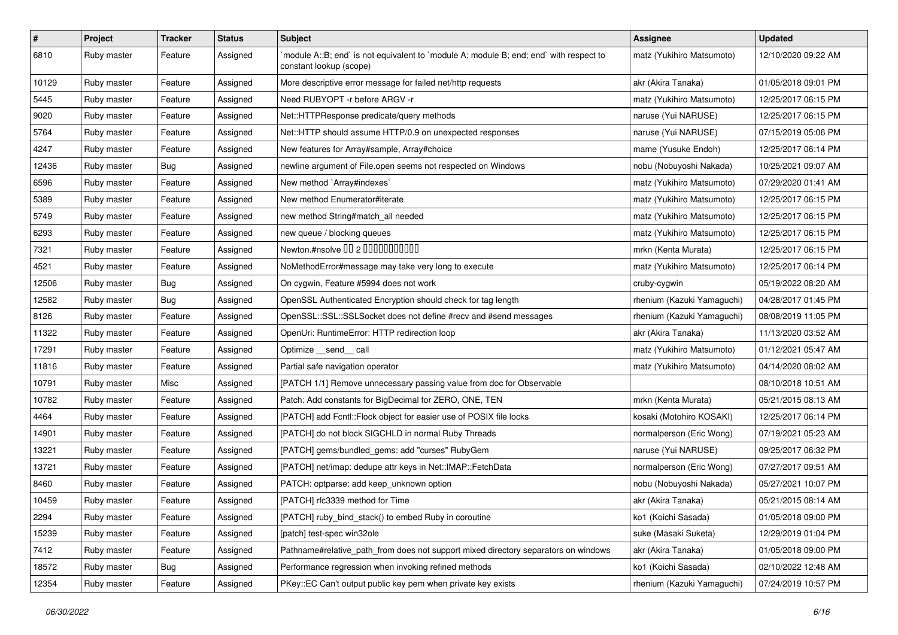| # | Project | Tracker | Status | Subject | Assignee | Updated |
|---|---|---|---|---|---|---|
| 6810 | Ruby master | Feature | Assigned | `module A::B; end` is not equivalent to `module A; module B; end; end` with respect to constant lookup (scope) | matz (Yukihiro Matsumoto) | 12/10/2020 09:22 AM |
| 10129 | Ruby master | Feature | Assigned | More descriptive error message for failed net/http requests | akr (Akira Tanaka) | 01/05/2018 09:01 PM |
| 5445 | Ruby master | Feature | Assigned | Need RUBYOPT -r before ARGV -r | matz (Yukihiro Matsumoto) | 12/25/2017 06:15 PM |
| 9020 | Ruby master | Feature | Assigned | Net::HTTPResponse predicate/query methods | naruse (Yui NARUSE) | 12/25/2017 06:15 PM |
| 5764 | Ruby master | Feature | Assigned | Net::HTTP should assume HTTP/0.9 on unexpected responses | naruse (Yui NARUSE) | 07/15/2019 05:06 PM |
| 4247 | Ruby master | Feature | Assigned | New features for Array#sample, Array#choice | mame (Yusuke Endoh) | 12/25/2017 06:14 PM |
| 12436 | Ruby master | Bug | Assigned | newline argument of File.open seems not respected on Windows | nobu (Nobuyoshi Nakada) | 10/25/2021 09:07 AM |
| 6596 | Ruby master | Feature | Assigned | New method `Array#indexes` | matz (Yukihiro Matsumoto) | 07/29/2020 01:41 AM |
| 5389 | Ruby master | Feature | Assigned | New method Enumerator#iterate | matz (Yukihiro Matsumoto) | 12/25/2017 06:15 PM |
| 5749 | Ruby master | Feature | Assigned | new method String#match_all needed | matz (Yukihiro Matsumoto) | 12/25/2017 06:15 PM |
| 6293 | Ruby master | Feature | Assigned | new queue / blocking queues | matz (Yukihiro Matsumoto) | 12/25/2017 06:15 PM |
| 7321 | Ruby master | Feature | Assigned | Newton.#nsolve ��2 ����������� | mrkn (Kenta Murata) | 12/25/2017 06:15 PM |
| 4521 | Ruby master | Feature | Assigned | NoMethodError#message may take very long to execute | matz (Yukihiro Matsumoto) | 12/25/2017 06:14 PM |
| 12506 | Ruby master | Bug | Assigned | On cygwin, Feature #5994 does not work | cruby-cygwin | 05/19/2022 08:20 AM |
| 12582 | Ruby master | Bug | Assigned | OpenSSL Authenticated Encryption should check for tag length | rhenium (Kazuki Yamaguchi) | 04/28/2017 01:45 PM |
| 8126 | Ruby master | Feature | Assigned | OpenSSL::SSL::SSLSocket does not define #recv and #send messages | rhenium (Kazuki Yamaguchi) | 08/08/2019 11:05 PM |
| 11322 | Ruby master | Feature | Assigned | OpenUri: RuntimeError: HTTP redirection loop | akr (Akira Tanaka) | 11/13/2020 03:52 AM |
| 17291 | Ruby master | Feature | Assigned | Optimize __send__ call | matz (Yukihiro Matsumoto) | 01/12/2021 05:47 AM |
| 11816 | Ruby master | Feature | Assigned | Partial safe navigation operator | matz (Yukihiro Matsumoto) | 04/14/2020 08:02 AM |
| 10791 | Ruby master | Misc | Assigned | [PATCH 1/1] Remove unnecessary passing value from doc for Observable | | 08/10/2018 10:51 AM |
| 10782 | Ruby master | Feature | Assigned | Patch: Add constants for BigDecimal for ZERO, ONE, TEN | mrkn (Kenta Murata) | 05/21/2015 08:13 AM |
| 4464 | Ruby master | Feature | Assigned | [PATCH] add Fcntl::Flock object for easier use of POSIX file locks | kosaki (Motohiro KOSAKI) | 12/25/2017 06:14 PM |
| 14901 | Ruby master | Feature | Assigned | [PATCH] do not block SIGCHLD in normal Ruby Threads | normalperson (Eric Wong) | 07/19/2021 05:23 AM |
| 13221 | Ruby master | Feature | Assigned | [PATCH] gems/bundled_gems: add "curses" RubyGem | naruse (Yui NARUSE) | 09/25/2017 06:32 PM |
| 13721 | Ruby master | Feature | Assigned | [PATCH] net/imap: dedupe attr keys in Net::IMAP::FetchData | normalperson (Eric Wong) | 07/27/2017 09:51 AM |
| 8460 | Ruby master | Feature | Assigned | PATCH: optparse: add keep_unknown option | nobu (Nobuyoshi Nakada) | 05/27/2021 10:07 PM |
| 10459 | Ruby master | Feature | Assigned | [PATCH] rfc3339 method for Time | akr (Akira Tanaka) | 05/21/2015 08:14 AM |
| 2294 | Ruby master | Feature | Assigned | [PATCH] ruby_bind_stack() to embed Ruby in coroutine | ko1 (Koichi Sasada) | 01/05/2018 09:00 PM |
| 15239 | Ruby master | Feature | Assigned | [patch] test-spec win32ole | suke (Masaki Suketa) | 12/29/2019 01:04 PM |
| 7412 | Ruby master | Feature | Assigned | Pathname#relative_path_from does not support mixed directory separators on windows | akr (Akira Tanaka) | 01/05/2018 09:00 PM |
| 18572 | Ruby master | Bug | Assigned | Performance regression when invoking refined methods | ko1 (Koichi Sasada) | 02/10/2022 12:48 AM |
| 12354 | Ruby master | Feature | Assigned | PKey::EC Can't output public key pem when private key exists | rhenium (Kazuki Yamaguchi) | 07/24/2019 10:57 PM |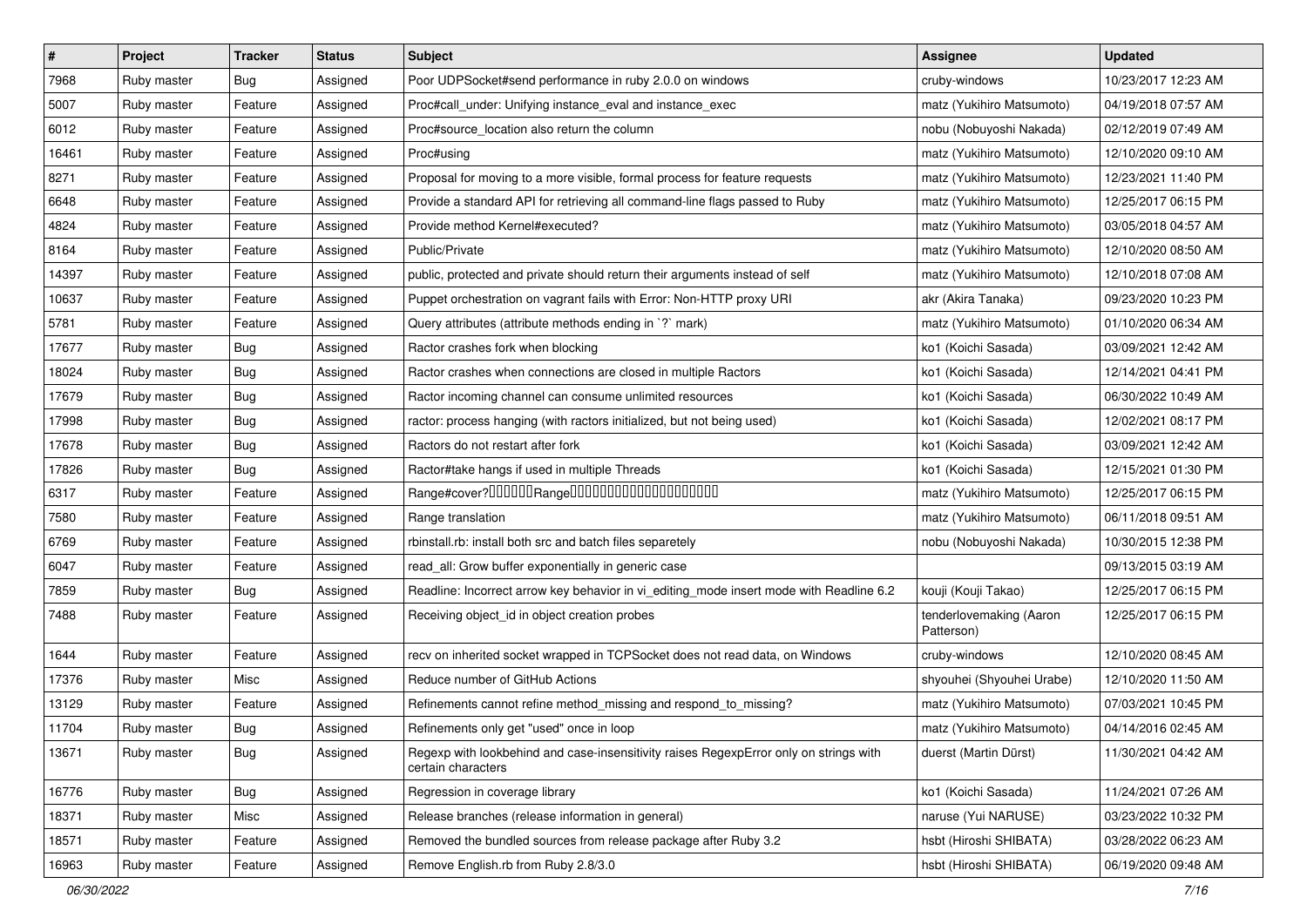| # | Project | Tracker | Status | Subject | Assignee | Updated |
|---|---|---|---|---|---|---|
| 7968 | Ruby master | Bug | Assigned | Poor UDPSocket#send performance in ruby 2.0.0 on windows | cruby-windows | 10/23/2017 12:23 AM |
| 5007 | Ruby master | Feature | Assigned | Proc#call_under: Unifying instance_eval and instance_exec | matz (Yukihiro Matsumoto) | 04/19/2018 07:57 AM |
| 6012 | Ruby master | Feature | Assigned | Proc#source_location also return the column | nobu (Nobuyoshi Nakada) | 02/12/2019 07:49 AM |
| 16461 | Ruby master | Feature | Assigned | Proc#using | matz (Yukihiro Matsumoto) | 12/10/2020 09:10 AM |
| 8271 | Ruby master | Feature | Assigned | Proposal for moving to a more visible, formal process for feature requests | matz (Yukihiro Matsumoto) | 12/23/2021 11:40 PM |
| 6648 | Ruby master | Feature | Assigned | Provide a standard API for retrieving all command-line flags passed to Ruby | matz (Yukihiro Matsumoto) | 12/25/2017 06:15 PM |
| 4824 | Ruby master | Feature | Assigned | Provide method Kernel#executed? | matz (Yukihiro Matsumoto) | 03/05/2018 04:57 AM |
| 8164 | Ruby master | Feature | Assigned | Public/Private | matz (Yukihiro Matsumoto) | 12/10/2020 08:50 AM |
| 14397 | Ruby master | Feature | Assigned | public, protected and private should return their arguments instead of self | matz (Yukihiro Matsumoto) | 12/10/2018 07:08 AM |
| 10637 | Ruby master | Feature | Assigned | Puppet orchestration on vagrant fails with Error: Non-HTTP proxy URI | akr (Akira Tanaka) | 09/23/2020 10:23 PM |
| 5781 | Ruby master | Feature | Assigned | Query attributes (attribute methods ending in `?` mark) | matz (Yukihiro Matsumoto) | 01/10/2020 06:34 AM |
| 17677 | Ruby master | Bug | Assigned | Ractor crashes fork when blocking | ko1 (Koichi Sasada) | 03/09/2021 12:42 AM |
| 18024 | Ruby master | Bug | Assigned | Ractor crashes when connections are closed in multiple Ractors | ko1 (Koichi Sasada) | 12/14/2021 04:41 PM |
| 17679 | Ruby master | Bug | Assigned | Ractor incoming channel can consume unlimited resources | ko1 (Koichi Sasada) | 06/30/2022 10:49 AM |
| 17998 | Ruby master | Bug | Assigned | ractor: process hanging (with ractors initialized, but not being used) | ko1 (Koichi Sasada) | 12/02/2021 08:17 PM |
| 17678 | Ruby master | Bug | Assigned | Ractors do not restart after fork | ko1 (Koichi Sasada) | 03/09/2021 12:42 AM |
| 17826 | Ruby master | Bug | Assigned | Ractor#take hangs if used in multiple Threads | ko1 (Koichi Sasada) | 12/15/2021 01:30 PM |
| 6317 | Ruby master | Feature | Assigned | Range#cover?□□□□□□Range□□□□□□□□□□□□□□□□□□□□ | matz (Yukihiro Matsumoto) | 12/25/2017 06:15 PM |
| 7580 | Ruby master | Feature | Assigned | Range translation | matz (Yukihiro Matsumoto) | 06/11/2018 09:51 AM |
| 6769 | Ruby master | Feature | Assigned | rbinstall.rb: install both src and batch files separetely | nobu (Nobuyoshi Nakada) | 10/30/2015 12:38 PM |
| 6047 | Ruby master | Feature | Assigned | read_all: Grow buffer exponentially in generic case | | 09/13/2015 03:19 AM |
| 7859 | Ruby master | Bug | Assigned | Readline: Incorrect arrow key behavior in vi_editing_mode insert mode with Readline 6.2 | kouji (Kouji Takao) | 12/25/2017 06:15 PM |
| 7488 | Ruby master | Feature | Assigned | Receiving object_id in object creation probes | tenderlovemaking (Aaron Patterson) | 12/25/2017 06:15 PM |
| 1644 | Ruby master | Feature | Assigned | recv on inherited socket wrapped in TCPSocket does not read data, on Windows | cruby-windows | 12/10/2020 08:45 AM |
| 17376 | Ruby master | Misc | Assigned | Reduce number of GitHub Actions | shyouhei (Shyouhei Urabe) | 12/10/2020 11:50 AM |
| 13129 | Ruby master | Feature | Assigned | Refinements cannot refine method_missing and respond_to_missing? | matz (Yukihiro Matsumoto) | 07/03/2021 10:45 PM |
| 11704 | Ruby master | Bug | Assigned | Refinements only get "used" once in loop | matz (Yukihiro Matsumoto) | 04/14/2016 02:45 AM |
| 13671 | Ruby master | Bug | Assigned | Regexp with lookbehind and case-insensitivity raises RegexpError only on strings with certain characters | duerst (Martin Dürst) | 11/30/2021 04:42 AM |
| 16776 | Ruby master | Bug | Assigned | Regression in coverage library | ko1 (Koichi Sasada) | 11/24/2021 07:26 AM |
| 18371 | Ruby master | Misc | Assigned | Release branches (release information in general) | naruse (Yui NARUSE) | 03/23/2022 10:32 PM |
| 18571 | Ruby master | Feature | Assigned | Removed the bundled sources from release package after Ruby 3.2 | hsbt (Hiroshi SHIBATA) | 03/28/2022 06:23 AM |
| 16963 | Ruby master | Feature | Assigned | Remove English.rb from Ruby 2.8/3.0 | hsbt (Hiroshi SHIBATA) | 06/19/2020 09:48 AM |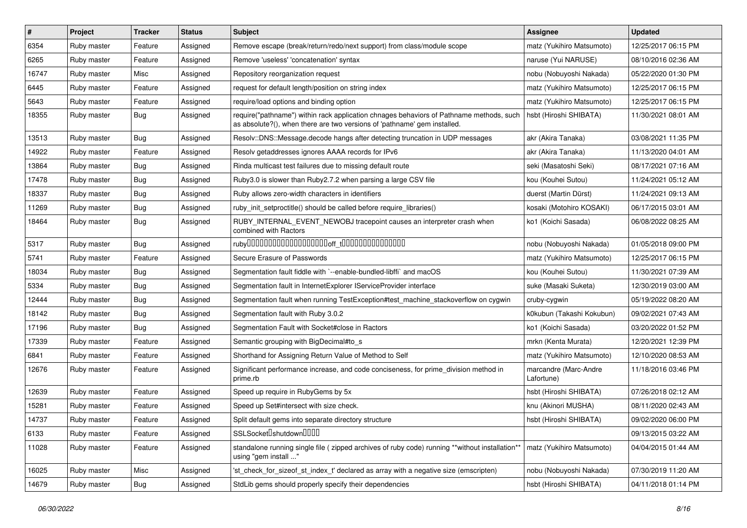| # | Project | Tracker | Status | Subject | Assignee | Updated |
|---|---|---|---|---|---|---|
| 6354 | Ruby master | Feature | Assigned | Remove escape (break/return/redo/next support) from class/module scope | matz (Yukihiro Matsumoto) | 12/25/2017 06:15 PM |
| 6265 | Ruby master | Feature | Assigned | Remove 'useless' 'concatenation' syntax | naruse (Yui NARUSE) | 08/10/2016 02:36 AM |
| 16747 | Ruby master | Misc | Assigned | Repository reorganization request | nobu (Nobuyoshi Nakada) | 05/22/2020 01:30 PM |
| 6445 | Ruby master | Feature | Assigned | request for default length/position on string index | matz (Yukihiro Matsumoto) | 12/25/2017 06:15 PM |
| 5643 | Ruby master | Feature | Assigned | require/load options and binding option | matz (Yukihiro Matsumoto) | 12/25/2017 06:15 PM |
| 18355 | Ruby master | Bug | Assigned | require("pathname") within rack application chnages behaviors of Pathname methods, such as absolute?(), when there are two versions of 'pathname' gem installed. | hsbt (Hiroshi SHIBATA) | 11/30/2021 08:01 AM |
| 13513 | Ruby master | Bug | Assigned | Resolv::DNS::Message.decode hangs after detecting truncation in UDP messages | akr (Akira Tanaka) | 03/08/2021 11:35 PM |
| 14922 | Ruby master | Feature | Assigned | Resolv getaddresses ignores AAAA records for IPv6 | akr (Akira Tanaka) | 11/13/2020 04:01 AM |
| 13864 | Ruby master | Bug | Assigned | Rinda multicast test failures due to missing default route | seki (Masatoshi Seki) | 08/17/2021 07:16 AM |
| 17478 | Ruby master | Bug | Assigned | Ruby3.0 is slower than Ruby2.7.2 when parsing a large CSV file | kou (Kouhei Sutou) | 11/24/2021 05:12 AM |
| 18337 | Ruby master | Bug | Assigned | Ruby allows zero-width characters in identifiers | duerst (Martin Dürst) | 11/24/2021 09:13 AM |
| 11269 | Ruby master | Bug | Assigned | ruby_init_setproctitle() should be called before require_libraries() | kosaki (Motohiro KOSAKI) | 06/17/2015 03:01 AM |
| 18464 | Ruby master | Bug | Assigned | RUBY_INTERNAL_EVENT_NEWOBJ tracepoint causes an interpreter crash when combined with Ractors | ko1 (Koichi Sasada) | 06/08/2022 08:25 AM |
| 5317 | Ruby master | Bug | Assigned | ruby□□□□□□□□□□□□□□□□□□□off_t□□□□□□□□□□□□□□□ | nobu (Nobuyoshi Nakada) | 01/05/2018 09:00 PM |
| 5741 | Ruby master | Feature | Assigned | Secure Erasure of Passwords | matz (Yukihiro Matsumoto) | 12/25/2017 06:15 PM |
| 18034 | Ruby master | Bug | Assigned | Segmentation fault fiddle with `--enable-bundled-libffi` and macOS | kou (Kouhei Sutou) | 11/30/2021 07:39 AM |
| 5334 | Ruby master | Bug | Assigned | Segmentation fault in InternetExplorer IServiceProvider interface | suke (Masaki Suketa) | 12/30/2019 03:00 AM |
| 12444 | Ruby master | Bug | Assigned | Segmentation fault when running TestException#test_machine_stackoverflow on cygwin | cruby-cygwin | 05/19/2022 08:20 AM |
| 18142 | Ruby master | Bug | Assigned | Segmentation fault with Ruby 3.0.2 | k0kubun (Takashi Kokubun) | 09/02/2021 07:43 AM |
| 17196 | Ruby master | Bug | Assigned | Segmentation Fault with Socket#close in Ractors | ko1 (Koichi Sasada) | 03/20/2022 01:52 PM |
| 17339 | Ruby master | Feature | Assigned | Semantic grouping with BigDecimal#to_s | mrkn (Kenta Murata) | 12/20/2021 12:39 PM |
| 6841 | Ruby master | Feature | Assigned | Shorthand for Assigning Return Value of Method to Self | matz (Yukihiro Matsumoto) | 12/10/2020 08:53 AM |
| 12676 | Ruby master | Feature | Assigned | Significant performance increase, and code conciseness, for prime_division method in prime.rb | marcandre (Marc-Andre Lafortune) | 11/18/2016 03:46 PM |
| 12639 | Ruby master | Feature | Assigned | Speed up require in RubyGems by 5x | hsbt (Hiroshi SHIBATA) | 07/26/2018 02:12 AM |
| 15281 | Ruby master | Feature | Assigned | Speed up Set#intersect with size check. | knu (Akinori MUSHA) | 08/11/2020 02:43 AM |
| 14737 | Ruby master | Feature | Assigned | Split default gems into separate directory structure | hsbt (Hiroshi SHIBATA) | 09/02/2020 06:00 PM |
| 6133 | Ruby master | Feature | Assigned | SSLSocket□shutdown□□□□ | | 09/13/2015 03:22 AM |
| 11028 | Ruby master | Feature | Assigned | standalone running single file ( zipped archives of ruby code) running **without installation** using "gem install ..." | matz (Yukihiro Matsumoto) | 04/04/2015 01:44 AM |
| 16025 | Ruby master | Misc | Assigned | 'st_check_for_sizeof_st_index_t' declared as array with a negative size (emscripten) | nobu (Nobuyoshi Nakada) | 07/30/2019 11:20 AM |
| 14679 | Ruby master | Bug | Assigned | StdLib gems should properly specify their dependencies | hsbt (Hiroshi SHIBATA) | 04/11/2018 01:14 PM |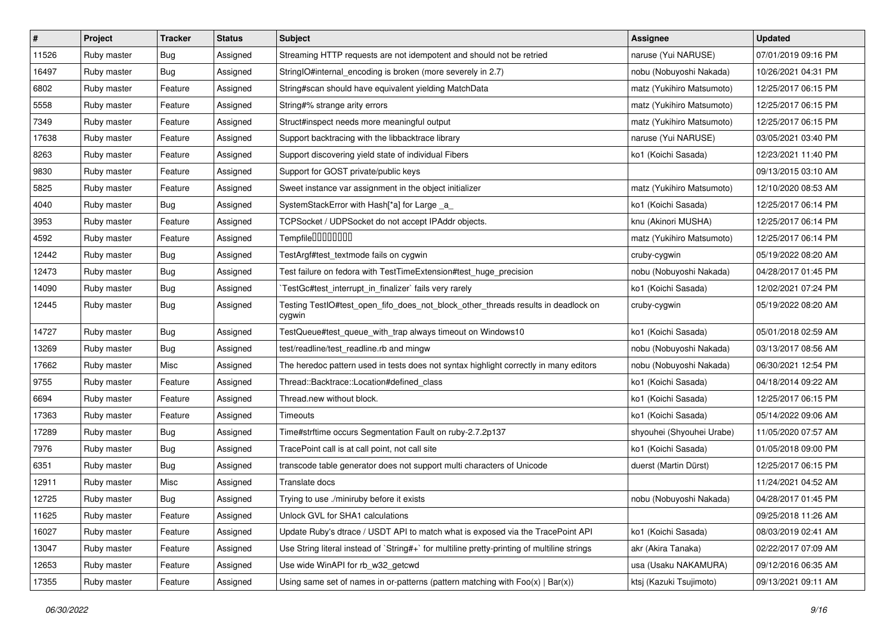| # | Project | Tracker | Status | Subject | Assignee | Updated |
|---|---|---|---|---|---|---|
| 11526 | Ruby master | Bug | Assigned | Streaming HTTP requests are not idempotent and should not be retried | naruse (Yui NARUSE) | 07/01/2019 09:16 PM |
| 16497 | Ruby master | Bug | Assigned | StringIO#internal_encoding is broken (more severely in 2.7) | nobu (Nobuyoshi Nakada) | 10/26/2021 04:31 PM |
| 6802 | Ruby master | Feature | Assigned | String#scan should have equivalent yielding MatchData | matz (Yukihiro Matsumoto) | 12/25/2017 06:15 PM |
| 5558 | Ruby master | Feature | Assigned | String#% strange arity errors | matz (Yukihiro Matsumoto) | 12/25/2017 06:15 PM |
| 7349 | Ruby master | Feature | Assigned | Struct#inspect needs more meaningful output | matz (Yukihiro Matsumoto) | 12/25/2017 06:15 PM |
| 17638 | Ruby master | Feature | Assigned | Support backtracing with the libbacktrace library | naruse (Yui NARUSE) | 03/05/2021 03:40 PM |
| 8263 | Ruby master | Feature | Assigned | Support discovering yield state of individual Fibers | ko1 (Koichi Sasada) | 12/23/2021 11:40 PM |
| 9830 | Ruby master | Feature | Assigned | Support for GOST private/public keys | | 09/13/2015 03:10 AM |
| 5825 | Ruby master | Feature | Assigned | Sweet instance var assignment in the object initializer | matz (Yukihiro Matsumoto) | 12/10/2020 08:53 AM |
| 4040 | Ruby master | Bug | Assigned | SystemStackError with Hash[*a] for Large _a_ | ko1 (Koichi Sasada) | 12/25/2017 06:14 PM |
| 3953 | Ruby master | Feature | Assigned | TCPSocket / UDPSocket do not accept IPAddr objects. | knu (Akinori MUSHA) | 12/25/2017 06:14 PM |
| 4592 | Ruby master | Feature | Assigned | Tempfile0000000 | matz (Yukihiro Matsumoto) | 12/25/2017 06:14 PM |
| 12442 | Ruby master | Bug | Assigned | TestArgf#test_textmode fails on cygwin | cruby-cygwin | 05/19/2022 08:20 AM |
| 12473 | Ruby master | Bug | Assigned | Test failure on fedora with TestTimeExtension#test_huge_precision | nobu (Nobuyoshi Nakada) | 04/28/2017 01:45 PM |
| 14090 | Ruby master | Bug | Assigned | `TestGc#test_interrupt_in_finalizer` fails very rarely | ko1 (Koichi Sasada) | 12/02/2021 07:24 PM |
| 12445 | Ruby master | Bug | Assigned | Testing TestIO#test_open_fifo_does_not_block_other_threads results in deadlock on cygwin | cruby-cygwin | 05/19/2022 08:20 AM |
| 14727 | Ruby master | Bug | Assigned | TestQueue#test_queue_with_trap always timeout on Windows10 | ko1 (Koichi Sasada) | 05/01/2018 02:59 AM |
| 13269 | Ruby master | Bug | Assigned | test/readline/test_readline.rb and mingw | nobu (Nobuyoshi Nakada) | 03/13/2017 08:56 AM |
| 17662 | Ruby master | Misc | Assigned | The heredoc pattern used in tests does not syntax highlight correctly in many editors | nobu (Nobuyoshi Nakada) | 06/30/2021 12:54 PM |
| 9755 | Ruby master | Feature | Assigned | Thread::Backtrace::Location#defined_class | ko1 (Koichi Sasada) | 04/18/2014 09:22 AM |
| 6694 | Ruby master | Feature | Assigned | Thread.new without block. | ko1 (Koichi Sasada) | 12/25/2017 06:15 PM |
| 17363 | Ruby master | Feature | Assigned | Timeouts | ko1 (Koichi Sasada) | 05/14/2022 09:06 AM |
| 17289 | Ruby master | Bug | Assigned | Time#strftime occurs Segmentation Fault on ruby-2.7.2p137 | shyouhei (Shyouhei Urabe) | 11/05/2020 07:57 AM |
| 7976 | Ruby master | Bug | Assigned | TracePoint call is at call point, not call site | ko1 (Koichi Sasada) | 01/05/2018 09:00 PM |
| 6351 | Ruby master | Bug | Assigned | transcode table generator does not support multi characters of Unicode | duerst (Martin Dürst) | 12/25/2017 06:15 PM |
| 12911 | Ruby master | Misc | Assigned | Translate docs | | 11/24/2021 04:52 AM |
| 12725 | Ruby master | Bug | Assigned | Trying to use ./miniruby before it exists | nobu (Nobuyoshi Nakada) | 04/28/2017 01:45 PM |
| 11625 | Ruby master | Feature | Assigned | Unlock GVL for SHA1 calculations | | 09/25/2018 11:26 AM |
| 16027 | Ruby master | Feature | Assigned | Update Ruby's dtrace / USDT API to match what is exposed via the TracePoint API | ko1 (Koichi Sasada) | 08/03/2019 02:41 AM |
| 13047 | Ruby master | Feature | Assigned | Use String literal instead of `String#+` for multiline pretty-printing of multiline strings | akr (Akira Tanaka) | 02/22/2017 07:09 AM |
| 12653 | Ruby master | Feature | Assigned | Use wide WinAPI for rb_w32_getcwd | usa (Usaku NAKAMURA) | 09/12/2016 06:35 AM |
| 17355 | Ruby master | Feature | Assigned | Using same set of names in or-patterns (pattern matching with Foo(x) \| Bar(x)) | ktsj (Kazuki Tsujimoto) | 09/13/2021 09:11 AM |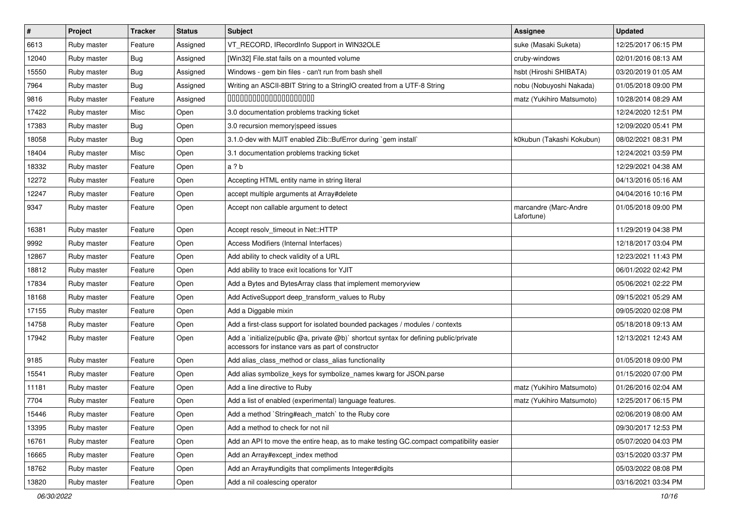| # | Project | Tracker | Status | Subject | Assignee | Updated |
|---|---|---|---|---|---|---|
| 6613 | Ruby master | Feature | Assigned | VT_RECORD, IRecordInfo Support in WIN32OLE | suke (Masaki Suketa) | 12/25/2017 06:15 PM |
| 12040 | Ruby master | Bug | Assigned | [Win32] File.stat fails on a mounted volume | cruby-windows | 02/01/2016 08:13 AM |
| 15550 | Ruby master | Bug | Assigned | Windows - gem bin files - can't run from bash shell | hsbt (Hiroshi SHIBATA) | 03/20/2019 01:05 AM |
| 7964 | Ruby master | Bug | Assigned | Writing an ASCII-8BIT String to a StringIO created from a UTF-8 String | nobu (Nobuyoshi Nakada) | 01/05/2018 09:00 PM |
| 9816 | Ruby master | Feature | Assigned | 00000000000000000000000 | matz (Yukihiro Matsumoto) | 10/28/2014 08:29 AM |
| 17422 | Ruby master | Misc | Open | 3.0 documentation problems tracking ticket | | 12/24/2020 12:51 PM |
| 17383 | Ruby master | Bug | Open | 3.0 recursion memory\|speed issues | | 12/09/2020 05:41 PM |
| 18058 | Ruby master | Bug | Open | 3.1.0-dev with MJIT enabled Zlib::BufError during `gem install` | k0kubun (Takashi Kokubun) | 08/02/2021 08:31 PM |
| 18404 | Ruby master | Misc | Open | 3.1 documentation problems tracking ticket | | 12/24/2021 03:59 PM |
| 18332 | Ruby master | Feature | Open | a ? b | | 12/29/2021 04:38 AM |
| 12272 | Ruby master | Feature | Open | Accepting HTML entity name in string literal | | 04/13/2016 05:16 AM |
| 12247 | Ruby master | Feature | Open | accept multiple arguments at Array#delete | | 04/04/2016 10:16 PM |
| 9347 | Ruby master | Feature | Open | Accept non callable argument to detect | marcandre (Marc-Andre Lafortune) | 01/05/2018 09:00 PM |
| 16381 | Ruby master | Feature | Open | Accept resolv_timeout in Net::HTTP | | 11/29/2019 04:38 PM |
| 9992 | Ruby master | Feature | Open | Access Modifiers (Internal Interfaces) | | 12/18/2017 03:04 PM |
| 12867 | Ruby master | Feature | Open | Add ability to check validity of a URL | | 12/23/2021 11:43 PM |
| 18812 | Ruby master | Feature | Open | Add ability to trace exit locations for YJIT | | 06/01/2022 02:42 PM |
| 17834 | Ruby master | Feature | Open | Add a Bytes and BytesArray class that implement memoryview | | 05/06/2021 02:22 PM |
| 18168 | Ruby master | Feature | Open | Add ActiveSupport deep_transform_values to Ruby | | 09/15/2021 05:29 AM |
| 17155 | Ruby master | Feature | Open | Add a Diggable mixin | | 09/05/2020 02:08 PM |
| 14758 | Ruby master | Feature | Open | Add a first-class support for isolated bounded packages / modules / contexts | | 05/18/2018 09:13 AM |
| 17942 | Ruby master | Feature | Open | Add a `initialize(public @a, private @b)` shortcut syntax for defining public/private accessors for instance vars as part of constructor | | 12/13/2021 12:43 AM |
| 9185 | Ruby master | Feature | Open | Add alias_class_method or class_alias functionality | | 01/05/2018 09:00 PM |
| 15541 | Ruby master | Feature | Open | Add alias symbolize_keys for symbolize_names kwarg for JSON.parse | | 01/15/2020 07:00 PM |
| 11181 | Ruby master | Feature | Open | Add a line directive to Ruby | matz (Yukihiro Matsumoto) | 01/26/2016 02:04 AM |
| 7704 | Ruby master | Feature | Open | Add a list of enabled (experimental) language features. | matz (Yukihiro Matsumoto) | 12/25/2017 06:15 PM |
| 15446 | Ruby master | Feature | Open | Add a method `String#each_match` to the Ruby core | | 02/06/2019 08:00 AM |
| 13395 | Ruby master | Feature | Open | Add a method to check for not nil | | 09/30/2017 12:53 PM |
| 16761 | Ruby master | Feature | Open | Add an API to move the entire heap, as to make testing GC.compact compatibility easier | | 05/07/2020 04:03 PM |
| 16665 | Ruby master | Feature | Open | Add an Array#except_index method | | 03/15/2020 03:37 PM |
| 18762 | Ruby master | Feature | Open | Add an Array#undigits that compliments Integer#digits | | 05/03/2022 08:08 PM |
| 13820 | Ruby master | Feature | Open | Add a nil coalescing operator | | 03/16/2021 03:34 PM |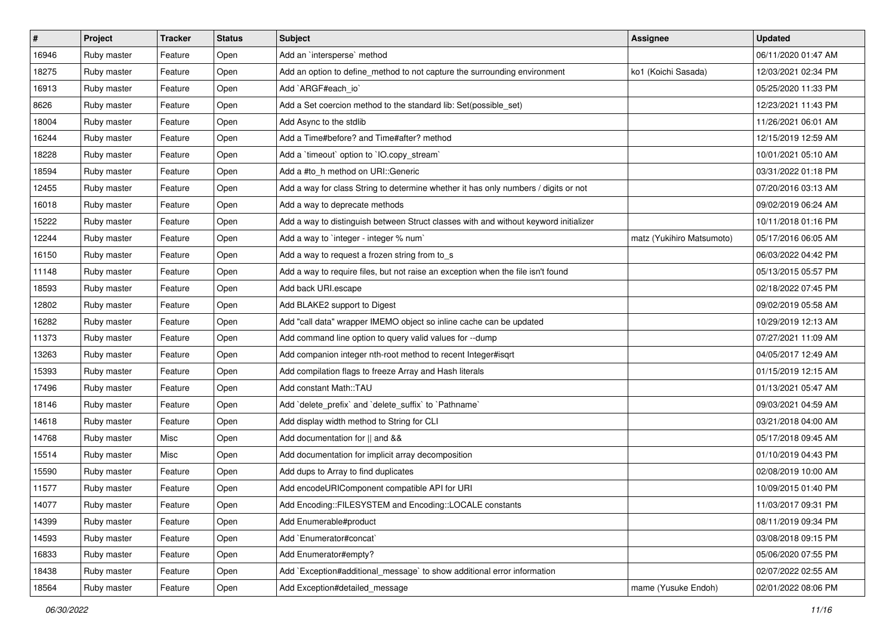| # | Project | Tracker | Status | Subject | Assignee | Updated |
|---|---|---|---|---|---|---|
| 16946 | Ruby master | Feature | Open | Add an `intersperse` method | | 06/11/2020 01:47 AM |
| 18275 | Ruby master | Feature | Open | Add an option to define_method to not capture the surrounding environment | ko1 (Koichi Sasada) | 12/03/2021 02:34 PM |
| 16913 | Ruby master | Feature | Open | Add `ARGF#each_io` | | 05/25/2020 11:33 PM |
| 8626 | Ruby master | Feature | Open | Add a Set coercion method to the standard lib: Set(possible_set) | | 12/23/2021 11:43 PM |
| 18004 | Ruby master | Feature | Open | Add Async to the stdlib | | 11/26/2021 06:01 AM |
| 16244 | Ruby master | Feature | Open | Add a Time#before? and Time#after? method | | 12/15/2019 12:59 AM |
| 18228 | Ruby master | Feature | Open | Add a `timeout` option to `IO.copy_stream` | | 10/01/2021 05:10 AM |
| 18594 | Ruby master | Feature | Open | Add a #to_h method on URI::Generic | | 03/31/2022 01:18 PM |
| 12455 | Ruby master | Feature | Open | Add a way for class String to determine whether it has only numbers / digits or not | | 07/20/2016 03:13 AM |
| 16018 | Ruby master | Feature | Open | Add a way to deprecate methods | | 09/02/2019 06:24 AM |
| 15222 | Ruby master | Feature | Open | Add a way to distinguish between Struct classes with and without keyword initializer | | 10/11/2018 01:16 PM |
| 12244 | Ruby master | Feature | Open | Add a way to `integer - integer % num` | matz (Yukihiro Matsumoto) | 05/17/2016 06:05 AM |
| 16150 | Ruby master | Feature | Open | Add a way to request a frozen string from to_s | | 06/03/2022 04:42 PM |
| 11148 | Ruby master | Feature | Open | Add a way to require files, but not raise an exception when the file isn't found | | 05/13/2015 05:57 PM |
| 18593 | Ruby master | Feature | Open | Add back URI.escape | | 02/18/2022 07:45 PM |
| 12802 | Ruby master | Feature | Open | Add BLAKE2 support to Digest | | 09/02/2019 05:58 AM |
| 16282 | Ruby master | Feature | Open | Add "call data" wrapper IMEMO object so inline cache can be updated | | 10/29/2019 12:13 AM |
| 11373 | Ruby master | Feature | Open | Add command line option to query valid values for --dump | | 07/27/2021 11:09 AM |
| 13263 | Ruby master | Feature | Open | Add companion integer nth-root method to recent Integer#isqrt | | 04/05/2017 12:49 AM |
| 15393 | Ruby master | Feature | Open | Add compilation flags to freeze Array and Hash literals | | 01/15/2019 12:15 AM |
| 17496 | Ruby master | Feature | Open | Add constant Math::TAU | | 01/13/2021 05:47 AM |
| 18146 | Ruby master | Feature | Open | Add `delete_prefix` and `delete_suffix` to `Pathname` | | 09/03/2021 04:59 AM |
| 14618 | Ruby master | Feature | Open | Add display width method to String for CLI | | 03/21/2018 04:00 AM |
| 14768 | Ruby master | Misc | Open | Add documentation for \|\| and && | | 05/17/2018 09:45 AM |
| 15514 | Ruby master | Misc | Open | Add documentation for implicit array decomposition | | 01/10/2019 04:43 PM |
| 15590 | Ruby master | Feature | Open | Add dups to Array to find duplicates | | 02/08/2019 10:00 AM |
| 11577 | Ruby master | Feature | Open | Add encodeURIComponent compatible API for URI | | 10/09/2015 01:40 PM |
| 14077 | Ruby master | Feature | Open | Add Encoding::FILESYSTEM and Encoding::LOCALE constants | | 11/03/2017 09:31 PM |
| 14399 | Ruby master | Feature | Open | Add Enumerable#product | | 08/11/2019 09:34 PM |
| 14593 | Ruby master | Feature | Open | Add `Enumerator#concat` | | 03/08/2018 09:15 PM |
| 16833 | Ruby master | Feature | Open | Add Enumerator#empty? | | 05/06/2020 07:55 PM |
| 18438 | Ruby master | Feature | Open | Add `Exception#additional_message` to show additional error information | | 02/07/2022 02:55 AM |
| 18564 | Ruby master | Feature | Open | Add Exception#detailed_message | mame (Yusuke Endoh) | 02/01/2022 08:06 PM |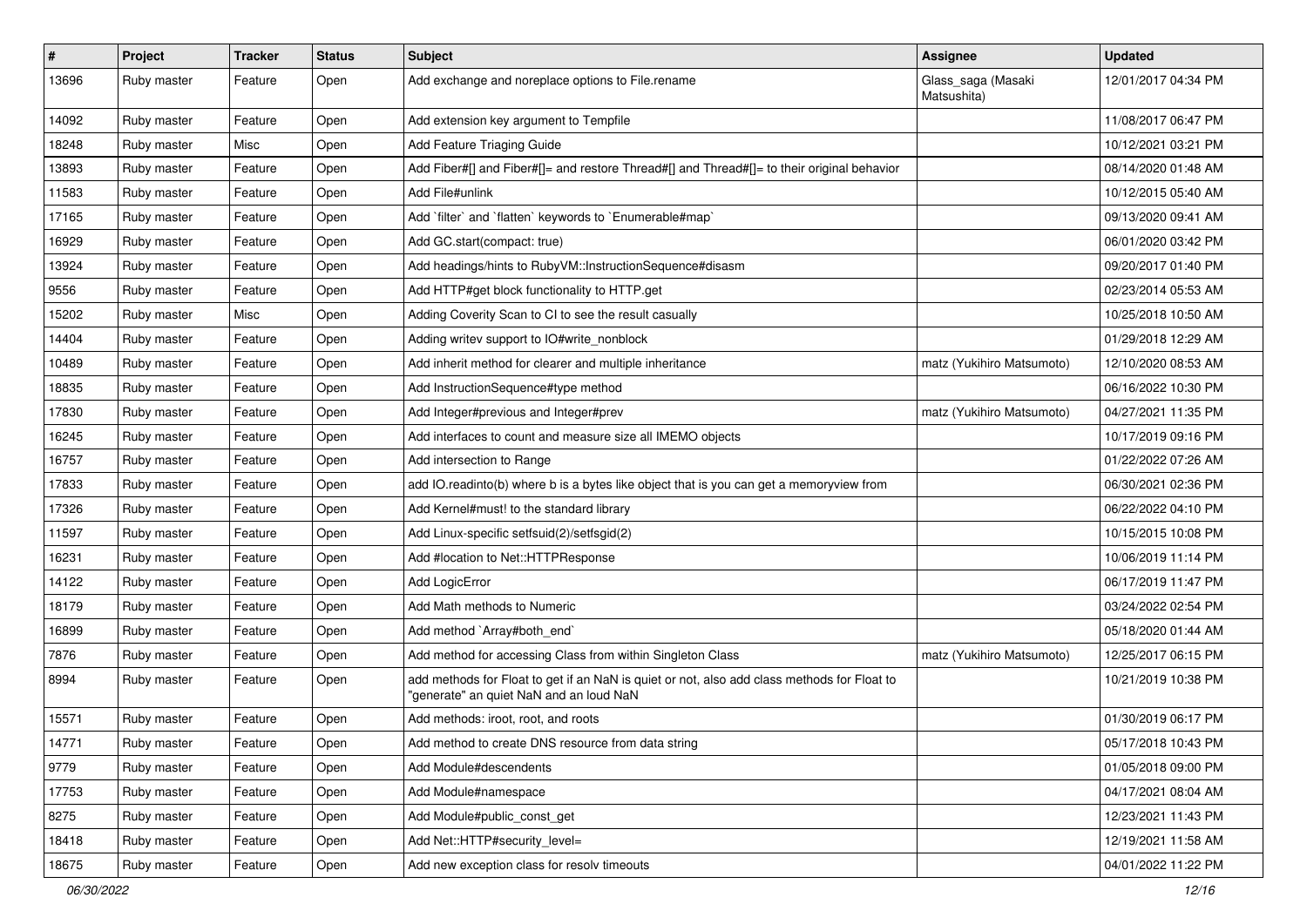| # | Project | Tracker | Status | Subject | Assignee | Updated |
|---|---|---|---|---|---|---|
| 13696 | Ruby master | Feature | Open | Add exchange and noreplace options to File.rename | Glass_saga (Masaki Matsushita) | 12/01/2017 04:34 PM |
| 14092 | Ruby master | Feature | Open | Add extension key argument to Tempfile | | 11/08/2017 06:47 PM |
| 18248 | Ruby master | Misc | Open | Add Feature Triaging Guide | | 10/12/2021 03:21 PM |
| 13893 | Ruby master | Feature | Open | Add Fiber#[] and Fiber#[]= and restore Thread#[] and Thread#[]= to their original behavior | | 08/14/2020 01:48 AM |
| 11583 | Ruby master | Feature | Open | Add File#unlink | | 10/12/2015 05:40 AM |
| 17165 | Ruby master | Feature | Open | Add `filter` and `flatten` keywords to `Enumerable#map` | | 09/13/2020 09:41 AM |
| 16929 | Ruby master | Feature | Open | Add GC.start(compact: true) | | 06/01/2020 03:42 PM |
| 13924 | Ruby master | Feature | Open | Add headings/hints to RubyVM::InstructionSequence#disasm | | 09/20/2017 01:40 PM |
| 9556 | Ruby master | Feature | Open | Add HTTP#get block functionality to HTTP.get | | 02/23/2014 05:53 AM |
| 15202 | Ruby master | Misc | Open | Adding Coverity Scan to CI to see the result casually | | 10/25/2018 10:50 AM |
| 14404 | Ruby master | Feature | Open | Adding writev support to IO#write_nonblock | | 01/29/2018 12:29 AM |
| 10489 | Ruby master | Feature | Open | Add inherit method for clearer and multiple inheritance | matz (Yukihiro Matsumoto) | 12/10/2020 08:53 AM |
| 18835 | Ruby master | Feature | Open | Add InstructionSequence#type method | | 06/16/2022 10:30 PM |
| 17830 | Ruby master | Feature | Open | Add Integer#previous and Integer#prev | matz (Yukihiro Matsumoto) | 04/27/2021 11:35 PM |
| 16245 | Ruby master | Feature | Open | Add interfaces to count and measure size all IMEMO objects | | 10/17/2019 09:16 PM |
| 16757 | Ruby master | Feature | Open | Add intersection to Range | | 01/22/2022 07:26 AM |
| 17833 | Ruby master | Feature | Open | add IO.readinto(b) where b is a bytes like object that is you can get a memoryview from | | 06/30/2021 02:36 PM |
| 17326 | Ruby master | Feature | Open | Add Kernel#must! to the standard library | | 06/22/2022 04:10 PM |
| 11597 | Ruby master | Feature | Open | Add Linux-specific setfsuid(2)/setfsgid(2) | | 10/15/2015 10:08 PM |
| 16231 | Ruby master | Feature | Open | Add #location to Net::HTTPResponse | | 10/06/2019 11:14 PM |
| 14122 | Ruby master | Feature | Open | Add LogicError | | 06/17/2019 11:47 PM |
| 18179 | Ruby master | Feature | Open | Add Math methods to Numeric | | 03/24/2022 02:54 PM |
| 16899 | Ruby master | Feature | Open | Add method `Array#both_end` | | 05/18/2020 01:44 AM |
| 7876 | Ruby master | Feature | Open | Add method for accessing Class from within Singleton Class | matz (Yukihiro Matsumoto) | 12/25/2017 06:15 PM |
| 8994 | Ruby master | Feature | Open | add methods for Float to get if an NaN is quiet or not, also add class methods for Float to "generate" an quiet NaN and an loud NaN | | 10/21/2019 10:38 PM |
| 15571 | Ruby master | Feature | Open | Add methods: iroot, root, and roots | | 01/30/2019 06:17 PM |
| 14771 | Ruby master | Feature | Open | Add method to create DNS resource from data string | | 05/17/2018 10:43 PM |
| 9779 | Ruby master | Feature | Open | Add Module#descendents | | 01/05/2018 09:00 PM |
| 17753 | Ruby master | Feature | Open | Add Module#namespace | | 04/17/2021 08:04 AM |
| 8275 | Ruby master | Feature | Open | Add Module#public_const_get | | 12/23/2021 11:43 PM |
| 18418 | Ruby master | Feature | Open | Add Net::HTTP#security_level= | | 12/19/2021 11:58 AM |
| 18675 | Ruby master | Feature | Open | Add new exception class for resolv timeouts | | 04/01/2022 11:22 PM |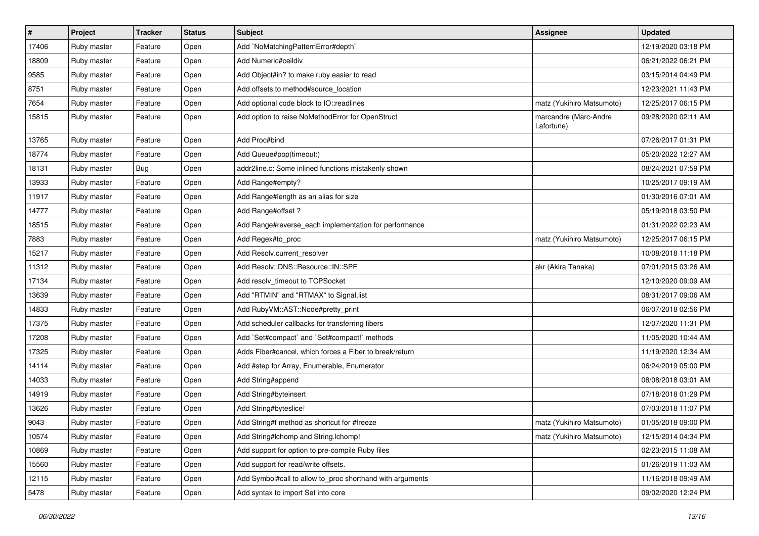| # | Project | Tracker | Status | Subject | Assignee | Updated |
|---|---|---|---|---|---|---|
| 17406 | Ruby master | Feature | Open | Add `NoMatchingPatternError#depth` |  | 12/19/2020 03:18 PM |
| 18809 | Ruby master | Feature | Open | Add Numeric#ceildiv |  | 06/21/2022 06:21 PM |
| 9585 | Ruby master | Feature | Open | Add Object#in? to make ruby easier to read |  | 03/15/2014 04:49 PM |
| 8751 | Ruby master | Feature | Open | Add offsets to method#source_location |  | 12/23/2021 11:43 PM |
| 7654 | Ruby master | Feature | Open | Add optional code block to IO::readlines | matz (Yukihiro Matsumoto) | 12/25/2017 06:15 PM |
| 15815 | Ruby master | Feature | Open | Add option to raise NoMethodError for OpenStruct | marcandre (Marc-Andre Lafortune) | 09/28/2020 02:11 AM |
| 13765 | Ruby master | Feature | Open | Add Proc#bind |  | 07/26/2017 01:31 PM |
| 18774 | Ruby master | Feature | Open | Add Queue#pop(timeout:) |  | 05/20/2022 12:27 AM |
| 18131 | Ruby master | Bug | Open | addr2line.c: Some inlined functions mistakenly shown |  | 08/24/2021 07:59 PM |
| 13933 | Ruby master | Feature | Open | Add Range#empty? |  | 10/25/2017 09:19 AM |
| 11917 | Ruby master | Feature | Open | Add Range#length as an alias for size |  | 01/30/2016 07:01 AM |
| 14777 | Ruby master | Feature | Open | Add Range#offset ? |  | 05/19/2018 03:50 PM |
| 18515 | Ruby master | Feature | Open | Add Range#reverse_each implementation for performance |  | 01/31/2022 02:23 AM |
| 7883 | Ruby master | Feature | Open | Add Regex#to_proc | matz (Yukihiro Matsumoto) | 12/25/2017 06:15 PM |
| 15217 | Ruby master | Feature | Open | Add Resolv.current_resolver |  | 10/08/2018 11:18 PM |
| 11312 | Ruby master | Feature | Open | Add Resolv::DNS::Resource::IN::SPF | akr (Akira Tanaka) | 07/01/2015 03:26 AM |
| 17134 | Ruby master | Feature | Open | Add resolv_timeout to TCPSocket |  | 12/10/2020 09:09 AM |
| 13639 | Ruby master | Feature | Open | Add "RTMIN" and "RTMAX" to Signal.list |  | 08/31/2017 09:06 AM |
| 14833 | Ruby master | Feature | Open | Add RubyVM::AST::Node#pretty_print |  | 06/07/2018 02:56 PM |
| 17375 | Ruby master | Feature | Open | Add scheduler callbacks for transferring fibers |  | 12/07/2020 11:31 PM |
| 17208 | Ruby master | Feature | Open | Add `Set#compact` and `Set#compact!` methods |  | 11/05/2020 10:44 AM |
| 17325 | Ruby master | Feature | Open | Adds Fiber#cancel, which forces a Fiber to break/return |  | 11/19/2020 12:34 AM |
| 14114 | Ruby master | Feature | Open | Add #step for Array, Enumerable, Enumerator |  | 06/24/2019 05:00 PM |
| 14033 | Ruby master | Feature | Open | Add String#append |  | 08/08/2018 03:01 AM |
| 14919 | Ruby master | Feature | Open | Add String#byteinsert |  | 07/18/2018 01:29 PM |
| 13626 | Ruby master | Feature | Open | Add String#byteslice! |  | 07/03/2018 11:07 PM |
| 9043 | Ruby master | Feature | Open | Add String#f method as shortcut for #freeze | matz (Yukihiro Matsumoto) | 01/05/2018 09:00 PM |
| 10574 | Ruby master | Feature | Open | Add String#lchomp and String.lchomp! | matz (Yukihiro Matsumoto) | 12/15/2014 04:34 PM |
| 10869 | Ruby master | Feature | Open | Add support for option to pre-compile Ruby files |  | 02/23/2015 11:08 AM |
| 15560 | Ruby master | Feature | Open | Add support for read/write offsets. |  | 01/26/2019 11:03 AM |
| 12115 | Ruby master | Feature | Open | Add Symbol#call to allow to_proc shorthand with arguments |  | 11/16/2018 09:49 AM |
| 5478 | Ruby master | Feature | Open | Add syntax to import Set into core |  | 09/02/2020 12:24 PM |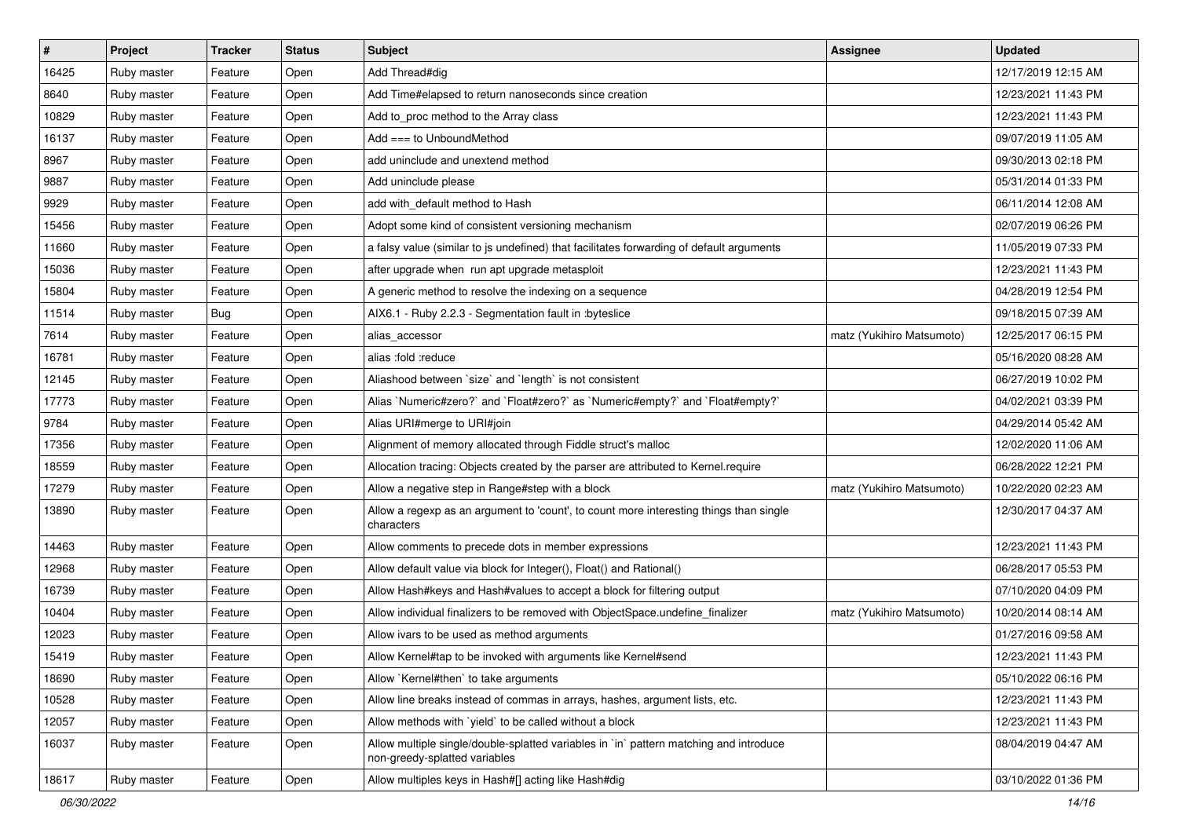| # | Project | Tracker | Status | Subject | Assignee | Updated |
| --- | --- | --- | --- | --- | --- | --- |
| 16425 | Ruby master | Feature | Open | Add Thread#dig | | 12/17/2019 12:15 AM |
| 8640 | Ruby master | Feature | Open | Add Time#elapsed to return nanoseconds since creation | | 12/23/2021 11:43 PM |
| 10829 | Ruby master | Feature | Open | Add to_proc method to the Array class | | 12/23/2021 11:43 PM |
| 16137 | Ruby master | Feature | Open | Add === to UnboundMethod | | 09/07/2019 11:05 AM |
| 8967 | Ruby master | Feature | Open | add uninclude and unextend method | | 09/30/2013 02:18 PM |
| 9887 | Ruby master | Feature | Open | Add uninclude please | | 05/31/2014 01:33 PM |
| 9929 | Ruby master | Feature | Open | add with_default method to Hash | | 06/11/2014 12:08 AM |
| 15456 | Ruby master | Feature | Open | Adopt some kind of consistent versioning mechanism | | 02/07/2019 06:26 PM |
| 11660 | Ruby master | Feature | Open | a falsy value (similar to js undefined) that facilitates forwarding of default arguments | | 11/05/2019 07:33 PM |
| 15036 | Ruby master | Feature | Open | after upgrade when run apt upgrade metasploit | | 12/23/2021 11:43 PM |
| 15804 | Ruby master | Feature | Open | A generic method to resolve the indexing on a sequence | | 04/28/2019 12:54 PM |
| 11514 | Ruby master | Bug | Open | AIX6.1 - Ruby 2.2.3 - Segmentation fault in :byteslice | | 09/18/2015 07:39 AM |
| 7614 | Ruby master | Feature | Open | alias_accessor | matz (Yukihiro Matsumoto) | 12/25/2017 06:15 PM |
| 16781 | Ruby master | Feature | Open | alias :fold :reduce | | 05/16/2020 08:28 AM |
| 12145 | Ruby master | Feature | Open | Aliashood between `size` and `length` is not consistent | | 06/27/2019 10:02 PM |
| 17773 | Ruby master | Feature | Open | Alias `Numeric#zero?` and `Float#zero?` as `Numeric#empty?` and `Float#empty?` | | 04/02/2021 03:39 PM |
| 9784 | Ruby master | Feature | Open | Alias URI#merge to URI#join | | 04/29/2014 05:42 AM |
| 17356 | Ruby master | Feature | Open | Alignment of memory allocated through Fiddle struct's malloc | | 12/02/2020 11:06 AM |
| 18559 | Ruby master | Feature | Open | Allocation tracing: Objects created by the parser are attributed to Kernel.require | | 06/28/2022 12:21 PM |
| 17279 | Ruby master | Feature | Open | Allow a negative step in Range#step with a block | matz (Yukihiro Matsumoto) | 10/22/2020 02:23 AM |
| 13890 | Ruby master | Feature | Open | Allow a regexp as an argument to 'count', to count more interesting things than single characters | | 12/30/2017 04:37 AM |
| 14463 | Ruby master | Feature | Open | Allow comments to precede dots in member expressions | | 12/23/2021 11:43 PM |
| 12968 | Ruby master | Feature | Open | Allow default value via block for Integer(), Float() and Rational() | | 06/28/2017 05:53 PM |
| 16739 | Ruby master | Feature | Open | Allow Hash#keys and Hash#values to accept a block for filtering output | | 07/10/2020 04:09 PM |
| 10404 | Ruby master | Feature | Open | Allow individual finalizers to be removed with ObjectSpace.undefine_finalizer | matz (Yukihiro Matsumoto) | 10/20/2014 08:14 AM |
| 12023 | Ruby master | Feature | Open | Allow ivars to be used as method arguments | | 01/27/2016 09:58 AM |
| 15419 | Ruby master | Feature | Open | Allow Kernel#tap to be invoked with arguments like Kernel#send | | 12/23/2021 11:43 PM |
| 18690 | Ruby master | Feature | Open | Allow `Kernel#then` to take arguments | | 05/10/2022 06:16 PM |
| 10528 | Ruby master | Feature | Open | Allow line breaks instead of commas in arrays, hashes, argument lists, etc. | | 12/23/2021 11:43 PM |
| 12057 | Ruby master | Feature | Open | Allow methods with `yield` to be called without a block | | 12/23/2021 11:43 PM |
| 16037 | Ruby master | Feature | Open | Allow multiple single/double-splatted variables in `in` pattern matching and introduce non-greedy-splatted variables | | 08/04/2019 04:47 AM |
| 18617 | Ruby master | Feature | Open | Allow multiples keys in Hash#[] acting like Hash#dig | | 03/10/2022 01:36 PM |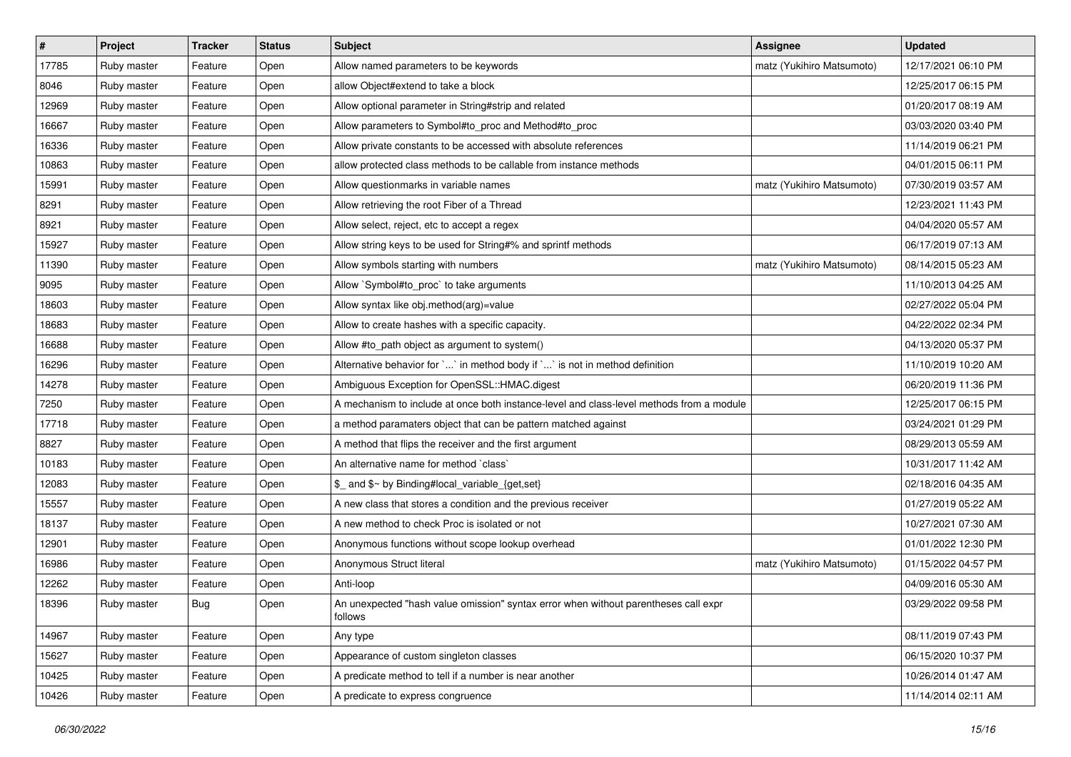| # | Project | Tracker | Status | Subject | Assignee | Updated |
|---|---|---|---|---|---|---|
| 17785 | Ruby master | Feature | Open | Allow named parameters to be keywords | matz (Yukihiro Matsumoto) | 12/17/2021 06:10 PM |
| 8046 | Ruby master | Feature | Open | allow Object#extend to take a block | | 12/25/2017 06:15 PM |
| 12969 | Ruby master | Feature | Open | Allow optional parameter in String#strip and related | | 01/20/2017 08:19 AM |
| 16667 | Ruby master | Feature | Open | Allow parameters to Symbol#to_proc and Method#to_proc | | 03/03/2020 03:40 PM |
| 16336 | Ruby master | Feature | Open | Allow private constants to be accessed with absolute references | | 11/14/2019 06:21 PM |
| 10863 | Ruby master | Feature | Open | allow protected class methods to be callable from instance methods | | 04/01/2015 06:11 PM |
| 15991 | Ruby master | Feature | Open | Allow questionmarks in variable names | matz (Yukihiro Matsumoto) | 07/30/2019 03:57 AM |
| 8291 | Ruby master | Feature | Open | Allow retrieving the root Fiber of a Thread | | 12/23/2021 11:43 PM |
| 8921 | Ruby master | Feature | Open | Allow select, reject, etc to accept a regex | | 04/04/2020 05:57 AM |
| 15927 | Ruby master | Feature | Open | Allow string keys to be used for String#% and sprintf methods | | 06/17/2019 07:13 AM |
| 11390 | Ruby master | Feature | Open | Allow symbols starting with numbers | matz (Yukihiro Matsumoto) | 08/14/2015 05:23 AM |
| 9095 | Ruby master | Feature | Open | Allow `Symbol#to_proc` to take arguments | | 11/10/2013 04:25 AM |
| 18603 | Ruby master | Feature | Open | Allow syntax like obj.method(arg)=value | | 02/27/2022 05:04 PM |
| 18683 | Ruby master | Feature | Open | Allow to create hashes with a specific capacity. | | 04/22/2022 02:34 PM |
| 16688 | Ruby master | Feature | Open | Allow #to_path object as argument to system() | | 04/13/2020 05:37 PM |
| 16296 | Ruby master | Feature | Open | Alternative behavior for `...` in method body if `...` is not in method definition | | 11/10/2019 10:20 AM |
| 14278 | Ruby master | Feature | Open | Ambiguous Exception for OpenSSL::HMAC.digest | | 06/20/2019 11:36 PM |
| 7250 | Ruby master | Feature | Open | A mechanism to include at once both instance-level and class-level methods from a module | | 12/25/2017 06:15 PM |
| 17718 | Ruby master | Feature | Open | a method paramaters object that can be pattern matched against | | 03/24/2021 01:29 PM |
| 8827 | Ruby master | Feature | Open | A method that flips the receiver and the first argument | | 08/29/2013 05:59 AM |
| 10183 | Ruby master | Feature | Open | An alternative name for method `class` | | 10/31/2017 11:42 AM |
| 12083 | Ruby master | Feature | Open | $_ and $~ by Binding#local_variable_{get,set} | | 02/18/2016 04:35 AM |
| 15557 | Ruby master | Feature | Open | A new class that stores a condition and the previous receiver | | 01/27/2019 05:22 AM |
| 18137 | Ruby master | Feature | Open | A new method to check Proc is isolated or not | | 10/27/2021 07:30 AM |
| 12901 | Ruby master | Feature | Open | Anonymous functions without scope lookup overhead | | 01/01/2022 12:30 PM |
| 16986 | Ruby master | Feature | Open | Anonymous Struct literal | matz (Yukihiro Matsumoto) | 01/15/2022 04:57 PM |
| 12262 | Ruby master | Feature | Open | Anti-loop | | 04/09/2016 05:30 AM |
| 18396 | Ruby master | Bug | Open | An unexpected "hash value omission" syntax error when without parentheses call expr follows | | 03/29/2022 09:58 PM |
| 14967 | Ruby master | Feature | Open | Any type | | 08/11/2019 07:43 PM |
| 15627 | Ruby master | Feature | Open | Appearance of custom singleton classes | | 06/15/2020 10:37 PM |
| 10425 | Ruby master | Feature | Open | A predicate method to tell if a number is near another | | 10/26/2014 01:47 AM |
| 10426 | Ruby master | Feature | Open | A predicate to express congruence | | 11/14/2014 02:11 AM |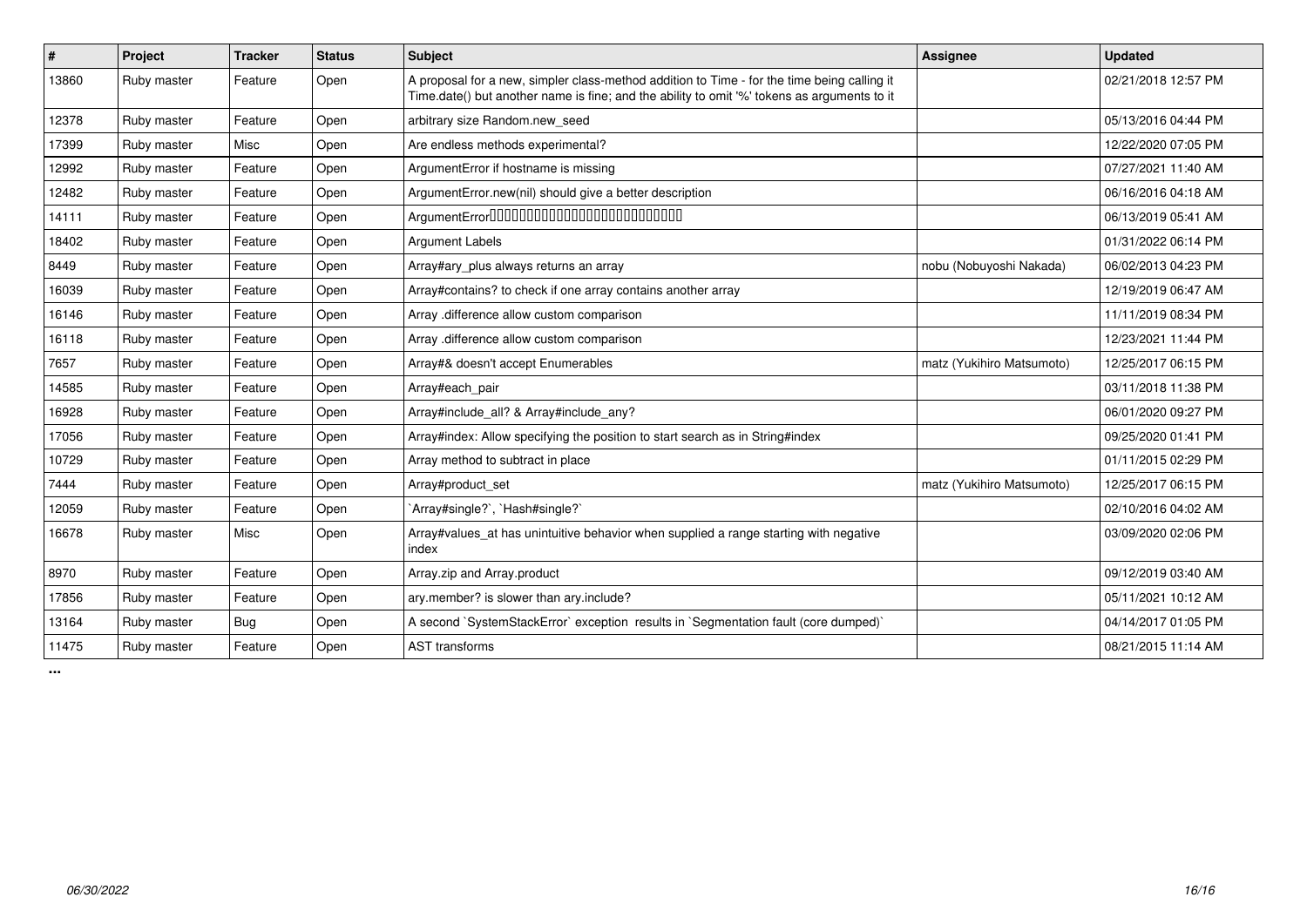| # | Project | Tracker | Status | Subject | Assignee | Updated |
|---|---|---|---|---|---|---|
| 13860 | Ruby master | Feature | Open | A proposal for a new, simpler class-method addition to Time - for the time being calling it Time.date() but another name is fine; and the ability to omit '%' tokens as arguments to it | | 02/21/2018 12:57 PM |
| 12378 | Ruby master | Feature | Open | arbitrary size Random.new_seed | | 05/13/2016 04:44 PM |
| 17399 | Ruby master | Misc | Open | Are endless methods experimental? | | 12/22/2020 07:05 PM |
| 12992 | Ruby master | Feature | Open | ArgumentError if hostname is missing | | 07/27/2021 11:40 AM |
| 12482 | Ruby master | Feature | Open | ArgumentError.new(nil) should give a better description | | 06/16/2016 04:18 AM |
| 14111 | Ruby master | Feature | Open | ArgumentError | | 06/13/2019 05:41 AM |
| 18402 | Ruby master | Feature | Open | Argument Labels | | 01/31/2022 06:14 PM |
| 8449 | Ruby master | Feature | Open | Array#ary_plus always returns an array | nobu (Nobuyoshi Nakada) | 06/02/2013 04:23 PM |
| 16039 | Ruby master | Feature | Open | Array#contains? to check if one array contains another array | | 12/19/2019 06:47 AM |
| 16146 | Ruby master | Feature | Open | Array .difference allow custom comparison | | 11/11/2019 08:34 PM |
| 16118 | Ruby master | Feature | Open | Array .difference allow custom comparison | | 12/23/2021 11:44 PM |
| 7657 | Ruby master | Feature | Open | Array#& doesn't accept Enumerables | matz (Yukihiro Matsumoto) | 12/25/2017 06:15 PM |
| 14585 | Ruby master | Feature | Open | Array#each_pair | | 03/11/2018 11:38 PM |
| 16928 | Ruby master | Feature | Open | Array#include_all? & Array#include_any? | | 06/01/2020 09:27 PM |
| 17056 | Ruby master | Feature | Open | Array#index: Allow specifying the position to start search as in String#index | | 09/25/2020 01:41 PM |
| 10729 | Ruby master | Feature | Open | Array method to subtract in place | | 01/11/2015 02:29 PM |
| 7444 | Ruby master | Feature | Open | Array#product_set | matz (Yukihiro Matsumoto) | 12/25/2017 06:15 PM |
| 12059 | Ruby master | Feature | Open | `Array#single?`, `Hash#single?` | | 02/10/2016 04:02 AM |
| 16678 | Ruby master | Misc | Open | Array#values_at has unintuitive behavior when supplied a range starting with negative index | | 03/09/2020 02:06 PM |
| 8970 | Ruby master | Feature | Open | Array.zip and Array.product | | 09/12/2019 03:40 AM |
| 17856 | Ruby master | Feature | Open | ary.member? is slower than ary.include? | | 05/11/2021 10:12 AM |
| 13164 | Ruby master | Bug | Open | A second `SystemStackError` exception results in `Segmentation fault (core dumped)` | | 04/14/2017 01:05 PM |
| 11475 | Ruby master | Feature | Open | AST transforms | | 08/21/2015 11:14 AM |

...